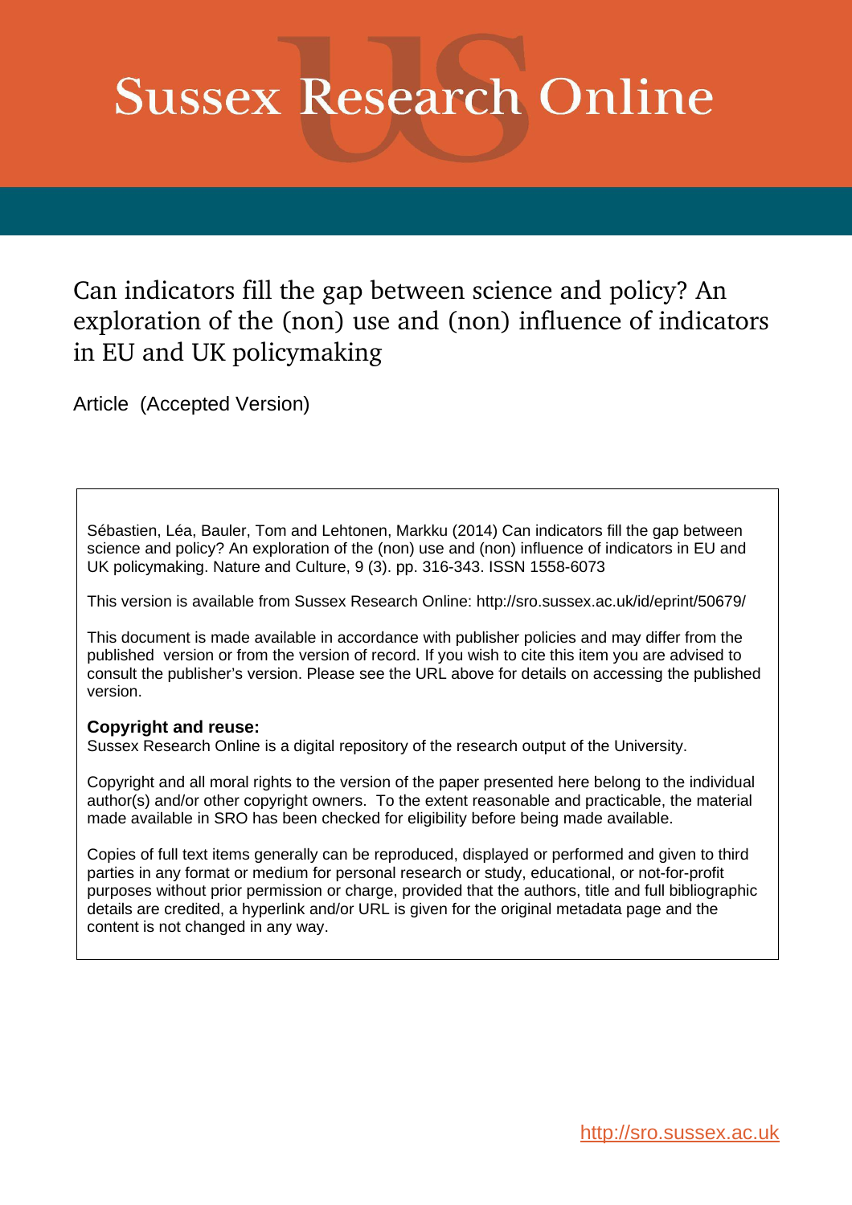# Sussex Research Online

## Can indicators fill the gap between science and policy? An exploration of the (non) use and (non) influence of indicators in EU and UK policymaking

Article (Accepted Version)

Sébastien, Léa, Bauler, Tom and Lehtonen, Markku (2014) Can indicators fill the gap between science and policy? An exploration of the (non) use and (non) influence of indicators in EU and UK policymaking. Nature and Culture, 9 (3). pp. 316-343. ISSN 1558-6073

This version is available from Sussex Research Online: http://sro.sussex.ac.uk/id/eprint/50679/

This document is made available in accordance with publisher policies and may differ from the published version or from the version of record. If you wish to cite this item you are advised to consult the publisher's version. Please see the URL above for details on accessing the published version.

**Copyright and reuse:**
Sussex Research Online is a digital repository of the research output of the University.

Copyright and all moral rights to the version of the paper presented here belong to the individual author(s) and/or other copyright owners. To the extent reasonable and practicable, the material made available in SRO has been checked for eligibility before being made available.

Copies of full text items generally can be reproduced, displayed or performed and given to third parties in any format or medium for personal research or study, educational, or not-for-profit purposes without prior permission or charge, provided that the authors, title and full bibliographic details are credited, a hyperlink and/or URL is given for the original metadata page and the content is not changed in any way.

http://sro.sussex.ac.uk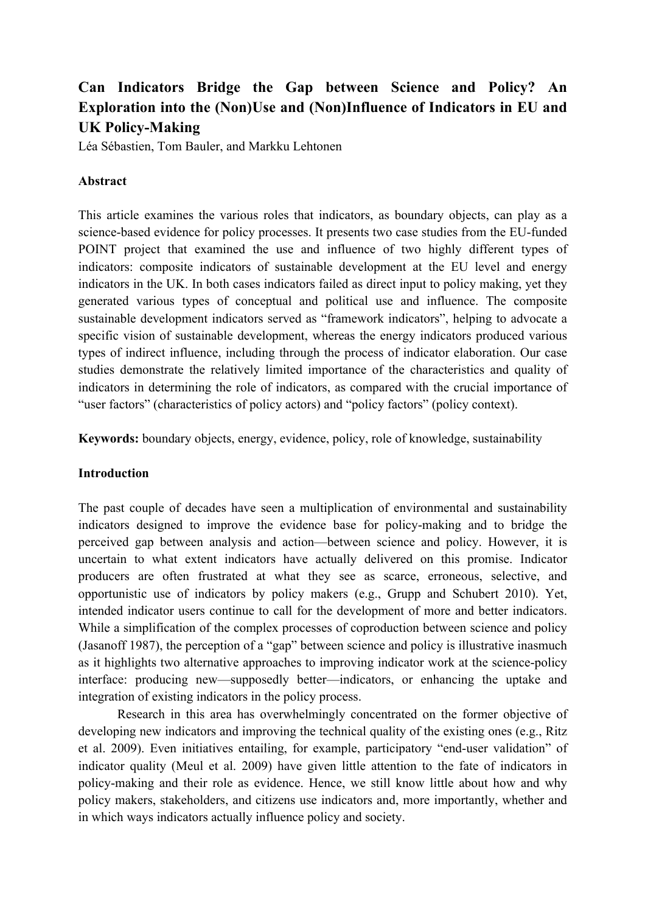# Can Indicators Bridge the Gap between Science and Policy? An Exploration into the (Non)Use and (Non)Influence of Indicators in EU and UK Policy-Making

Léa Sébastien, Tom Bauler, and Markku Lehtonen

**Abstract**

This article examines the various roles that indicators, as boundary objects, can play as a science-based evidence for policy processes. It presents two case studies from the EU-funded POINT project that examined the use and influence of two highly different types of indicators: composite indicators of sustainable development at the EU level and energy indicators in the UK. In both cases indicators failed as direct input to policy making, yet they generated various types of conceptual and political use and influence. The composite sustainable development indicators served as "framework indicators", helping to advocate a specific vision of sustainable development, whereas the energy indicators produced various types of indirect influence, including through the process of indicator elaboration. Our case studies demonstrate the relatively limited importance of the characteristics and quality of indicators in determining the role of indicators, as compared with the crucial importance of "user factors" (characteristics of policy actors) and "policy factors" (policy context).

**Keywords:** boundary objects, energy, evidence, policy, role of knowledge, sustainability

**Introduction**

The past couple of decades have seen a multiplication of environmental and sustainability indicators designed to improve the evidence base for policy-making and to bridge the perceived gap between analysis and action—between science and policy. However, it is uncertain to what extent indicators have actually delivered on this promise. Indicator producers are often frustrated at what they see as scarce, erroneous, selective, and opportunistic use of indicators by policy makers (e.g., Grupp and Schubert 2010). Yet, intended indicator users continue to call for the development of more and better indicators. While a simplification of the complex processes of coproduction between science and policy (Jasanoff 1987), the perception of a "gap" between science and policy is illustrative inasmuch as it highlights two alternative approaches to improving indicator work at the science-policy interface: producing new—supposedly better—indicators, or enhancing the uptake and integration of existing indicators in the policy process.

Research in this area has overwhelmingly concentrated on the former objective of developing new indicators and improving the technical quality of the existing ones (e.g., Ritz et al. 2009). Even initiatives entailing, for example, participatory "end-user validation" of indicator quality (Meul et al. 2009) have given little attention to the fate of indicators in policy-making and their role as evidence. Hence, we still know little about how and why policy makers, stakeholders, and citizens use indicators and, more importantly, whether and in which ways indicators actually influence policy and society.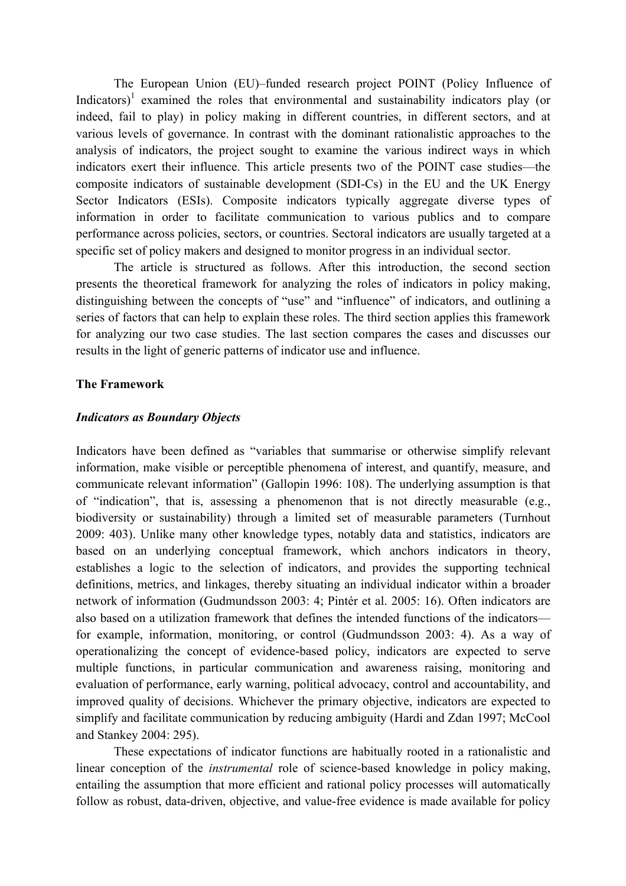The European Union (EU)–funded research project POINT (Policy Influence of Indicators)[1] examined the roles that environmental and sustainability indicators play (or indeed, fail to play) in policy making in different countries, in different sectors, and at various levels of governance. In contrast with the dominant rationalistic approaches to the analysis of indicators, the project sought to examine the various indirect ways in which indicators exert their influence. This article presents two of the POINT case studies—the composite indicators of sustainable development (SDI-Cs) in the EU and the UK Energy Sector Indicators (ESIs). Composite indicators typically aggregate diverse types of information in order to facilitate communication to various publics and to compare performance across policies, sectors, or countries. Sectoral indicators are usually targeted at a specific set of policy makers and designed to monitor progress in an individual sector.

The article is structured as follows. After this introduction, the second section presents the theoretical framework for analyzing the roles of indicators in policy making, distinguishing between the concepts of "use" and "influence" of indicators, and outlining a series of factors that can help to explain these roles. The third section applies this framework for analyzing our two case studies. The last section compares the cases and discusses our results in the light of generic patterns of indicator use and influence.

## The Framework

### *Indicators as Boundary Objects*

Indicators have been defined as "variables that summarise or otherwise simplify relevant information, make visible or perceptible phenomena of interest, and quantify, measure, and communicate relevant information" (Gallopin 1996: 108). The underlying assumption is that of "indication", that is, assessing a phenomenon that is not directly measurable (e.g., biodiversity or sustainability) through a limited set of measurable parameters (Turnhout 2009: 403). Unlike many other knowledge types, notably data and statistics, indicators are based on an underlying conceptual framework, which anchors indicators in theory, establishes a logic to the selection of indicators, and provides the supporting technical definitions, metrics, and linkages, thereby situating an individual indicator within a broader network of information (Gudmundsson 2003: 4; Pintér et al. 2005: 16). Often indicators are also based on a utilization framework that defines the intended functions of the indicators—for example, information, monitoring, or control (Gudmundsson 2003: 4). As a way of operationalizing the concept of evidence-based policy, indicators are expected to serve multiple functions, in particular communication and awareness raising, monitoring and evaluation of performance, early warning, political advocacy, control and accountability, and improved quality of decisions. Whichever the primary objective, indicators are expected to simplify and facilitate communication by reducing ambiguity (Hardi and Zdan 1997; McCool and Stankey 2004: 295).

These expectations of indicator functions are habitually rooted in a rationalistic and linear conception of the *instrumental* role of science-based knowledge in policy making, entailing the assumption that more efficient and rational policy processes will automatically follow as robust, data-driven, objective, and value-free evidence is made available for policy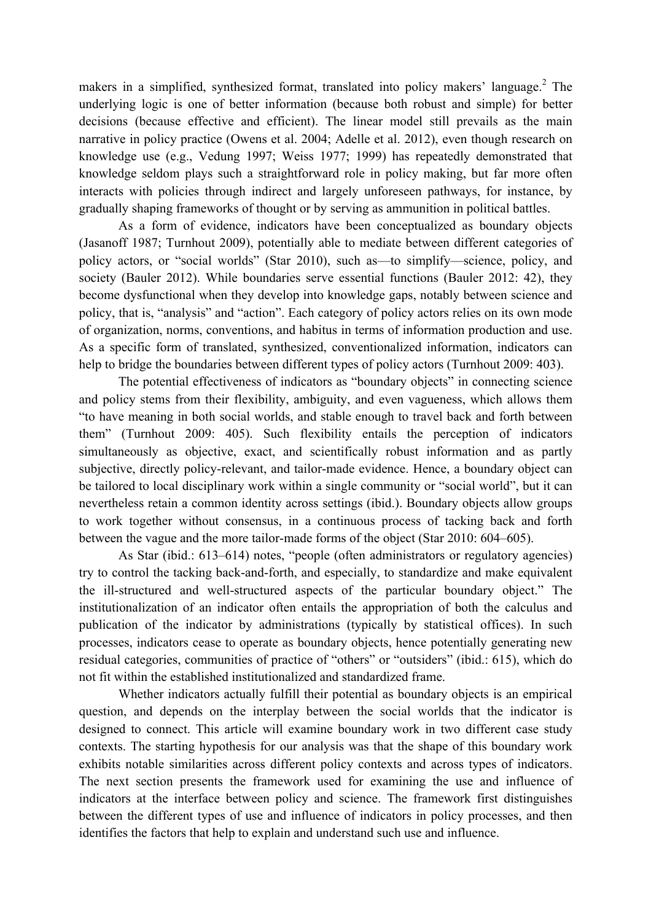makers in a simplified, synthesized format, translated into policy makers' language.[2] The underlying logic is one of better information (because both robust and simple) for better decisions (because effective and efficient). The linear model still prevails as the main narrative in policy practice (Owens et al. 2004; Adelle et al. 2012), even though research on knowledge use (e.g., Vedung 1997; Weiss 1977; 1999) has repeatedly demonstrated that knowledge seldom plays such a straightforward role in policy making, but far more often interacts with policies through indirect and largely unforeseen pathways, for instance, by gradually shaping frameworks of thought or by serving as ammunition in political battles.

As a form of evidence, indicators have been conceptualized as boundary objects (Jasanoff 1987; Turnhout 2009), potentially able to mediate between different categories of policy actors, or "social worlds" (Star 2010), such as—to simplify—science, policy, and society (Bauler 2012). While boundaries serve essential functions (Bauler 2012: 42), they become dysfunctional when they develop into knowledge gaps, notably between science and policy, that is, "analysis" and "action". Each category of policy actors relies on its own mode of organization, norms, conventions, and habitus in terms of information production and use. As a specific form of translated, synthesized, conventionalized information, indicators can help to bridge the boundaries between different types of policy actors (Turnhout 2009: 403).

The potential effectiveness of indicators as "boundary objects" in connecting science and policy stems from their flexibility, ambiguity, and even vagueness, which allows them "to have meaning in both social worlds, and stable enough to travel back and forth between them" (Turnhout 2009: 405). Such flexibility entails the perception of indicators simultaneously as objective, exact, and scientifically robust information and as partly subjective, directly policy-relevant, and tailor-made evidence. Hence, a boundary object can be tailored to local disciplinary work within a single community or "social world", but it can nevertheless retain a common identity across settings (ibid.). Boundary objects allow groups to work together without consensus, in a continuous process of tacking back and forth between the vague and the more tailor-made forms of the object (Star 2010: 604–605).

As Star (ibid.: 613–614) notes, "people (often administrators or regulatory agencies) try to control the tacking back-and-forth, and especially, to standardize and make equivalent the ill-structured and well-structured aspects of the particular boundary object." The institutionalization of an indicator often entails the appropriation of both the calculus and publication of the indicator by administrations (typically by statistical offices). In such processes, indicators cease to operate as boundary objects, hence potentially generating new residual categories, communities of practice of "others" or "outsiders" (ibid.: 615), which do not fit within the established institutionalized and standardized frame.

Whether indicators actually fulfill their potential as boundary objects is an empirical question, and depends on the interplay between the social worlds that the indicator is designed to connect. This article will examine boundary work in two different case study contexts. The starting hypothesis for our analysis was that the shape of this boundary work exhibits notable similarities across different policy contexts and across types of indicators. The next section presents the framework used for examining the use and influence of indicators at the interface between policy and science. The framework first distinguishes between the different types of use and influence of indicators in policy processes, and then identifies the factors that help to explain and understand such use and influence.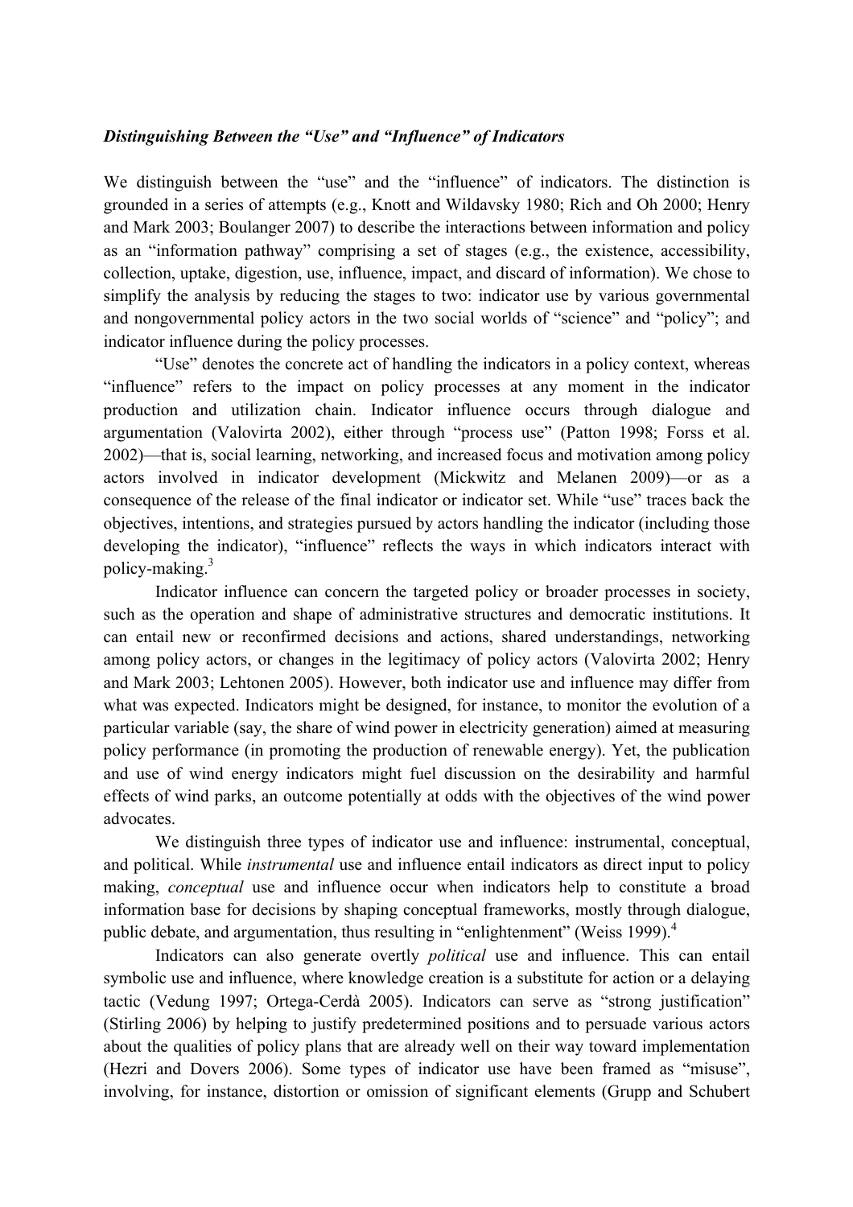### *Distinguishing Between the "Use" and "Influence" of Indicators*

We distinguish between the "use" and the "influence" of indicators. The distinction is grounded in a series of attempts (e.g., Knott and Wildavsky 1980; Rich and Oh 2000; Henry and Mark 2003; Boulanger 2007) to describe the interactions between information and policy as an "information pathway" comprising a set of stages (e.g., the existence, accessibility, collection, uptake, digestion, use, influence, impact, and discard of information). We chose to simplify the analysis by reducing the stages to two: indicator use by various governmental and nongovernmental policy actors in the two social worlds of "science" and "policy"; and indicator influence during the policy processes.

"Use" denotes the concrete act of handling the indicators in a policy context, whereas "influence" refers to the impact on policy processes at any moment in the indicator production and utilization chain. Indicator influence occurs through dialogue and argumentation (Valovirta 2002), either through "process use" (Patton 1998; Forss et al. 2002)—that is, social learning, networking, and increased focus and motivation among policy actors involved in indicator development (Mickwitz and Melanen 2009)—or as a consequence of the release of the final indicator or indicator set. While "use" traces back the objectives, intentions, and strategies pursued by actors handling the indicator (including those developing the indicator), "influence" reflects the ways in which indicators interact with policy-making.[3]

Indicator influence can concern the targeted policy or broader processes in society, such as the operation and shape of administrative structures and democratic institutions. It can entail new or reconfirmed decisions and actions, shared understandings, networking among policy actors, or changes in the legitimacy of policy actors (Valovirta 2002; Henry and Mark 2003; Lehtonen 2005). However, both indicator use and influence may differ from what was expected. Indicators might be designed, for instance, to monitor the evolution of a particular variable (say, the share of wind power in electricity generation) aimed at measuring policy performance (in promoting the production of renewable energy). Yet, the publication and use of wind energy indicators might fuel discussion on the desirability and harmful effects of wind parks, an outcome potentially at odds with the objectives of the wind power advocates.

We distinguish three types of indicator use and influence: instrumental, conceptual, and political. While *instrumental* use and influence entail indicators as direct input to policy making, *conceptual* use and influence occur when indicators help to constitute a broad information base for decisions by shaping conceptual frameworks, mostly through dialogue, public debate, and argumentation, thus resulting in "enlightenment" (Weiss 1999).[4]

Indicators can also generate overtly *political* use and influence. This can entail symbolic use and influence, where knowledge creation is a substitute for action or a delaying tactic (Vedung 1997; Ortega-Cerdà 2005). Indicators can serve as "strong justification" (Stirling 2006) by helping to justify predetermined positions and to persuade various actors about the qualities of policy plans that are already well on their way toward implementation (Hezri and Dovers 2006). Some types of indicator use have been framed as "misuse", involving, for instance, distortion or omission of significant elements (Grupp and Schubert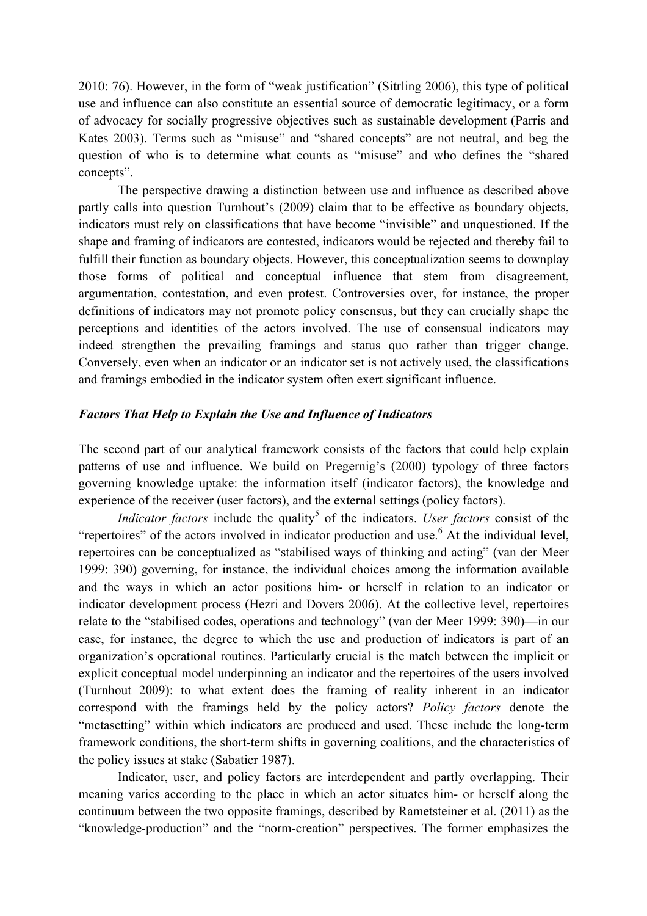2010: 76). However, in the form of "weak justification" (Sitrling 2006), this type of political use and influence can also constitute an essential source of democratic legitimacy, or a form of advocacy for socially progressive objectives such as sustainable development (Parris and Kates 2003). Terms such as "misuse" and "shared concepts" are not neutral, and beg the question of who is to determine what counts as "misuse" and who defines the "shared concepts".

The perspective drawing a distinction between use and influence as described above partly calls into question Turnhout's (2009) claim that to be effective as boundary objects, indicators must rely on classifications that have become "invisible" and unquestioned. If the shape and framing of indicators are contested, indicators would be rejected and thereby fail to fulfill their function as boundary objects. However, this conceptualization seems to downplay those forms of political and conceptual influence that stem from disagreement, argumentation, contestation, and even protest. Controversies over, for instance, the proper definitions of indicators may not promote policy consensus, but they can crucially shape the perceptions and identities of the actors involved. The use of consensual indicators may indeed strengthen the prevailing framings and status quo rather than trigger change. Conversely, even when an indicator or an indicator set is not actively used, the classifications and framings embodied in the indicator system often exert significant influence.

### *Factors That Help to Explain the Use and Influence of Indicators*

The second part of our analytical framework consists of the factors that could help explain patterns of use and influence. We build on Pregernig's (2000) typology of three factors governing knowledge uptake: the information itself (indicator factors), the knowledge and experience of the receiver (user factors), and the external settings (policy factors).

*Indicator factors* include the quality[5] of the indicators. *User factors* consist of the "repertoires" of the actors involved in indicator production and use.[6] At the individual level, repertoires can be conceptualized as "stabilised ways of thinking and acting" (van der Meer 1999: 390) governing, for instance, the individual choices among the information available and the ways in which an actor positions him- or herself in relation to an indicator or indicator development process (Hezri and Dovers 2006). At the collective level, repertoires relate to the "stabilised codes, operations and technology" (van der Meer 1999: 390)—in our case, for instance, the degree to which the use and production of indicators is part of an organization's operational routines. Particularly crucial is the match between the implicit or explicit conceptual model underpinning an indicator and the repertoires of the users involved (Turnhout 2009): to what extent does the framing of reality inherent in an indicator correspond with the framings held by the policy actors? *Policy factors* denote the "metasetting" within which indicators are produced and used. These include the long-term framework conditions, the short-term shifts in governing coalitions, and the characteristics of the policy issues at stake (Sabatier 1987).

Indicator, user, and policy factors are interdependent and partly overlapping. Their meaning varies according to the place in which an actor situates him- or herself along the continuum between the two opposite framings, described by Rametsteiner et al. (2011) as the "knowledge-production" and the "norm-creation" perspectives. The former emphasizes the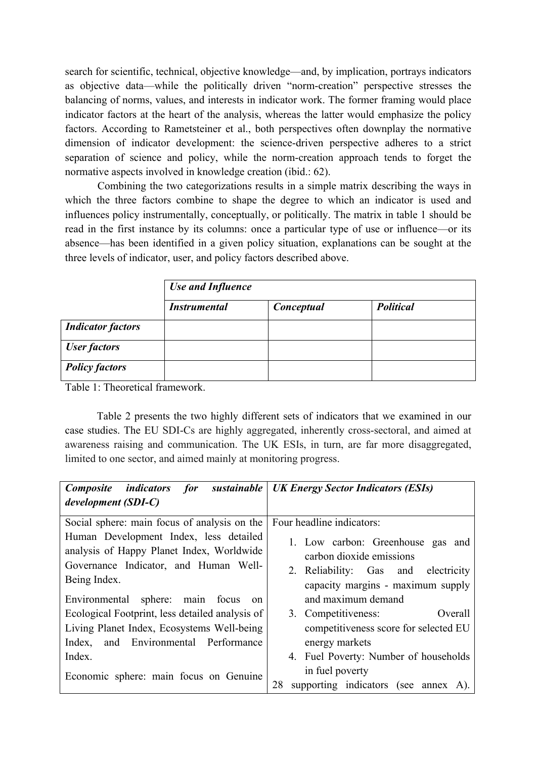search for scientific, technical, objective knowledge—and, by implication, portrays indicators as objective data—while the politically driven "norm-creation" perspective stresses the balancing of norms, values, and interests in indicator work. The former framing would place indicator factors at the heart of the analysis, whereas the latter would emphasize the policy factors. According to Rametsteiner et al., both perspectives often downplay the normative dimension of indicator development: the science-driven perspective adheres to a strict separation of science and policy, while the norm-creation approach tends to forget the normative aspects involved in knowledge creation (ibid.: 62).

Combining the two categorizations results in a simple matrix describing the ways in which the three factors combine to shape the degree to which an indicator is used and influences policy instrumentally, conceptually, or politically. The matrix in table 1 should be read in the first instance by its columns: once a particular type of use or influence—or its absence—has been identified in a given policy situation, explanations can be sought at the three levels of indicator, user, and policy factors described above.

| | ***Use and Influence*** | | |
|---|---|---|---|
| | ***Instrumental*** | ***Conceptual*** | ***Political*** |
| ***Indicator factors*** | | | |
| ***User factors*** | | | |
| ***Policy factors*** | | | |

Table 1: Theoretical framework.

Table 2 presents the two highly different sets of indicators that we examined in our case studies. The EU SDI-Cs are highly aggregated, inherently cross-sectoral, and aimed at awareness raising and communication. The UK ESIs, in turn, are far more disaggregated, limited to one sector, and aimed mainly at monitoring progress.

| ***Composite indicators for sustainable development (SDI-C)*** | ***UK Energy Sector Indicators (ESIs)*** |
|---|---|
| Social sphere: main focus of analysis on the Human Development Index, less detailed analysis of Happy Planet Index, Worldwide Governance Indicator, and Human Well-Being Index.<br><br>Environmental sphere: main focus on Ecological Footprint, less detailed analysis of Living Planet Index, Ecosystems Well-being Index, and Environmental Performance Index.<br><br>Economic sphere: main focus on Genuine | Four headline indicators:<br>1. Low carbon: Greenhouse gas and carbon dioxide emissions<br>2. Reliability: Gas and electricity capacity margins - maximum supply and maximum demand<br>3. Competitiveness: Overall competitiveness score for selected EU energy markets<br>4. Fuel Poverty: Number of households in fuel poverty<br><br>28 supporting indicators (see annex A). |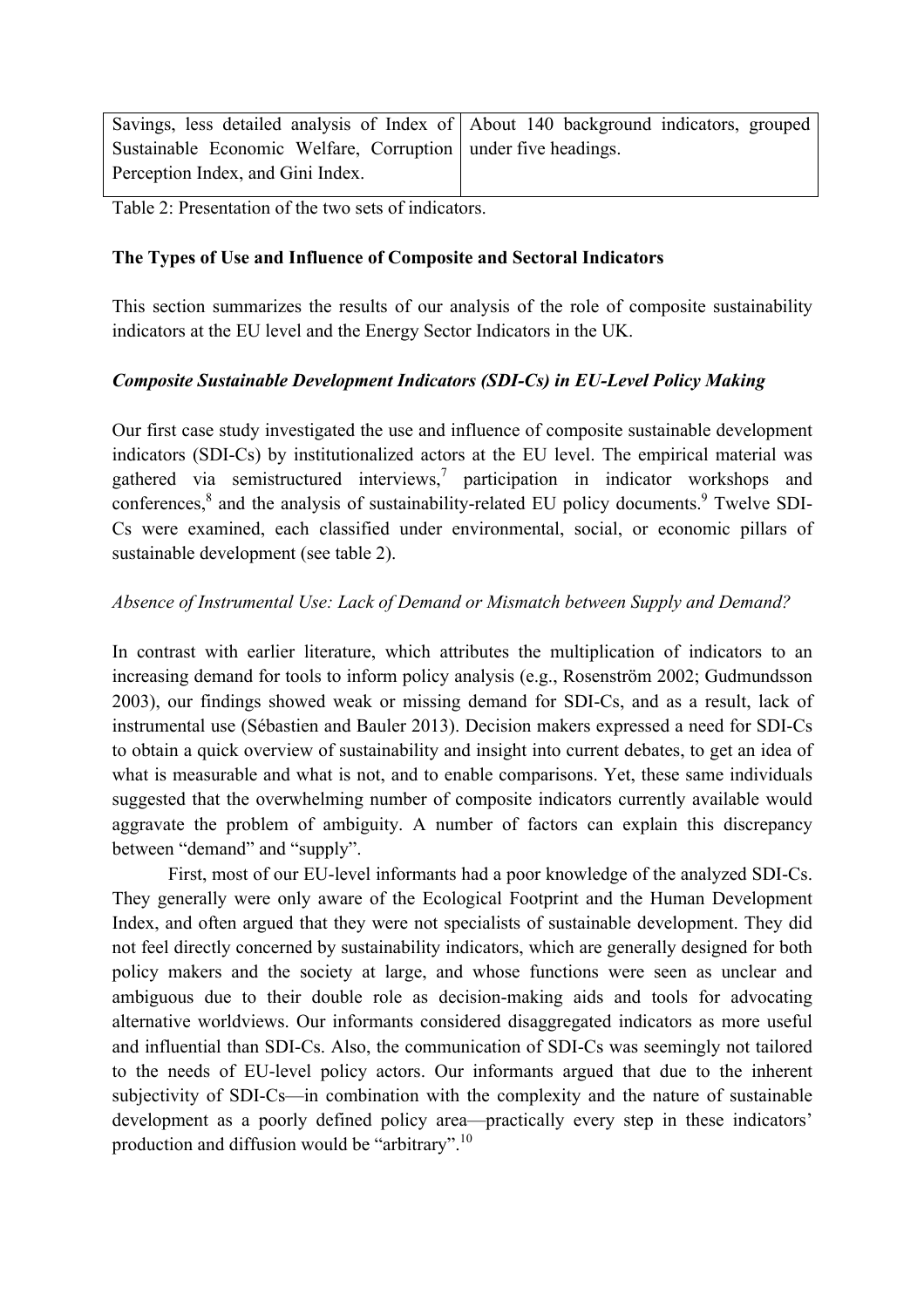| | |
|---|---|
| Savings, less detailed analysis of Index of Sustainable Economic Welfare, Corruption Perception Index, and Gini Index. | About 140 background indicators, grouped under five headings. |

Table 2: Presentation of the two sets of indicators.

**The Types of Use and Influence of Composite and Sectoral Indicators**

This section summarizes the results of our analysis of the role of composite sustainability indicators at the EU level and the Energy Sector Indicators in the UK.

***Composite Sustainable Development Indicators (SDI-Cs) in EU-Level Policy Making***

Our first case study investigated the use and influence of composite sustainable development indicators (SDI-Cs) by institutionalized actors at the EU level. The empirical material was gathered via semistructured interviews,[7] participation in indicator workshops and conferences,[8] and the analysis of sustainability-related EU policy documents.[9] Twelve SDI-Cs were examined, each classified under environmental, social, or economic pillars of sustainable development (see table 2).

*Absence of Instrumental Use: Lack of Demand or Mismatch between Supply and Demand?*

In contrast with earlier literature, which attributes the multiplication of indicators to an increasing demand for tools to inform policy analysis (e.g., Rosenström 2002; Gudmundsson 2003), our findings showed weak or missing demand for SDI-Cs, and as a result, lack of instrumental use (Sébastien and Bauler 2013). Decision makers expressed a need for SDI-Cs to obtain a quick overview of sustainability and insight into current debates, to get an idea of what is measurable and what is not, and to enable comparisons. Yet, these same individuals suggested that the overwhelming number of composite indicators currently available would aggravate the problem of ambiguity. A number of factors can explain this discrepancy between "demand" and "supply".

First, most of our EU-level informants had a poor knowledge of the analyzed SDI-Cs. They generally were only aware of the Ecological Footprint and the Human Development Index, and often argued that they were not specialists of sustainable development. They did not feel directly concerned by sustainability indicators, which are generally designed for both policy makers and the society at large, and whose functions were seen as unclear and ambiguous due to their double role as decision-making aids and tools for advocating alternative worldviews. Our informants considered disaggregated indicators as more useful and influential than SDI-Cs. Also, the communication of SDI-Cs was seemingly not tailored to the needs of EU-level policy actors. Our informants argued that due to the inherent subjectivity of SDI-Cs—in combination with the complexity and the nature of sustainable development as a poorly defined policy area—practically every step in these indicators' production and diffusion would be "arbitrary".[10]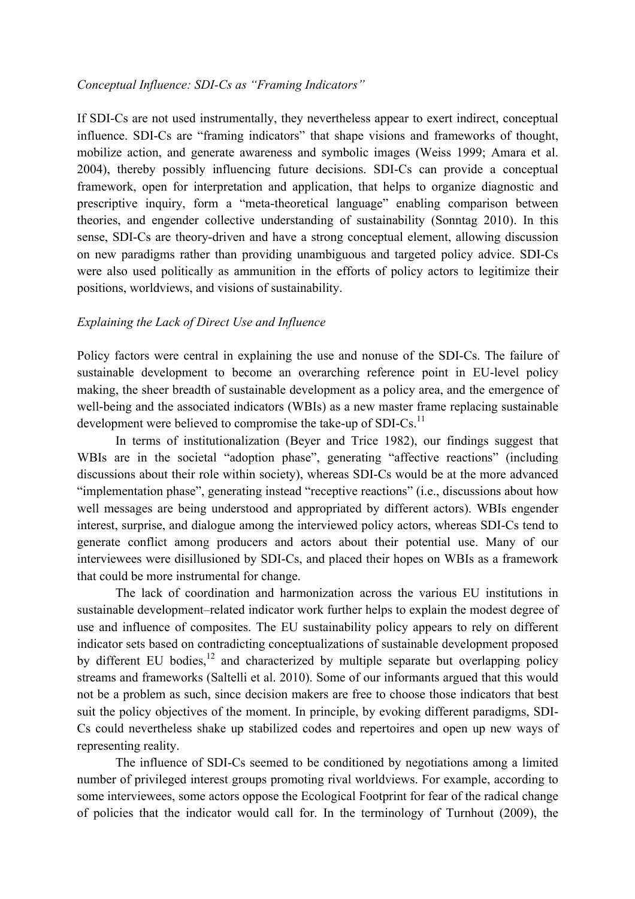*Conceptual Influence: SDI-Cs as "Framing Indicators"*

If SDI-Cs are not used instrumentally, they nevertheless appear to exert indirect, conceptual influence. SDI-Cs are "framing indicators" that shape visions and frameworks of thought, mobilize action, and generate awareness and symbolic images (Weiss 1999; Amara et al. 2004), thereby possibly influencing future decisions. SDI-Cs can provide a conceptual framework, open for interpretation and application, that helps to organize diagnostic and prescriptive inquiry, form a "meta-theoretical language" enabling comparison between theories, and engender collective understanding of sustainability (Sonntag 2010). In this sense, SDI-Cs are theory-driven and have a strong conceptual element, allowing discussion on new paradigms rather than providing unambiguous and targeted policy advice. SDI-Cs were also used politically as ammunition in the efforts of policy actors to legitimize their positions, worldviews, and visions of sustainability.

*Explaining the Lack of Direct Use and Influence*

Policy factors were central in explaining the use and nonuse of the SDI-Cs. The failure of sustainable development to become an overarching reference point in EU-level policy making, the sheer breadth of sustainable development as a policy area, and the emergence of well-being and the associated indicators (WBIs) as a new master frame replacing sustainable development were believed to compromise the take-up of SDI-Cs.[11]

In terms of institutionalization (Beyer and Trice 1982), our findings suggest that WBIs are in the societal "adoption phase", generating "affective reactions" (including discussions about their role within society), whereas SDI-Cs would be at the more advanced "implementation phase", generating instead "receptive reactions" (i.e., discussions about how well messages are being understood and appropriated by different actors). WBIs engender interest, surprise, and dialogue among the interviewed policy actors, whereas SDI-Cs tend to generate conflict among producers and actors about their potential use. Many of our interviewees were disillusioned by SDI-Cs, and placed their hopes on WBIs as a framework that could be more instrumental for change.

The lack of coordination and harmonization across the various EU institutions in sustainable development–related indicator work further helps to explain the modest degree of use and influence of composites. The EU sustainability policy appears to rely on different indicator sets based on contradicting conceptualizations of sustainable development proposed by different EU bodies,[12] and characterized by multiple separate but overlapping policy streams and frameworks (Saltelli et al. 2010). Some of our informants argued that this would not be a problem as such, since decision makers are free to choose those indicators that best suit the policy objectives of the moment. In principle, by evoking different paradigms, SDI-Cs could nevertheless shake up stabilized codes and repertoires and open up new ways of representing reality.

The influence of SDI-Cs seemed to be conditioned by negotiations among a limited number of privileged interest groups promoting rival worldviews. For example, according to some interviewees, some actors oppose the Ecological Footprint for fear of the radical change of policies that the indicator would call for. In the terminology of Turnhout (2009), the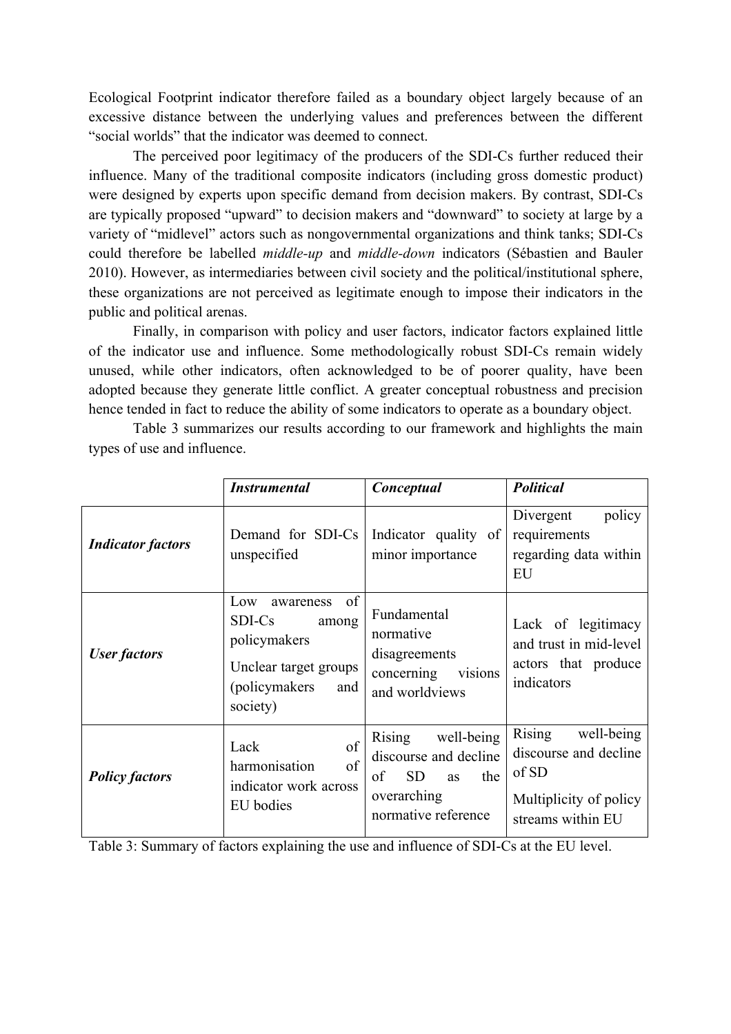Ecological Footprint indicator therefore failed as a boundary object largely because of an excessive distance between the underlying values and preferences between the different "social worlds" that the indicator was deemed to connect.

The perceived poor legitimacy of the producers of the SDI-Cs further reduced their influence. Many of the traditional composite indicators (including gross domestic product) were designed by experts upon specific demand from decision makers. By contrast, SDI-Cs are typically proposed "upward" to decision makers and "downward" to society at large by a variety of "midlevel" actors such as nongovernmental organizations and think tanks; SDI-Cs could therefore be labelled *middle-up* and *middle-down* indicators (Sébastien and Bauler 2010). However, as intermediaries between civil society and the political/institutional sphere, these organizations are not perceived as legitimate enough to impose their indicators in the public and political arenas.

Finally, in comparison with policy and user factors, indicator factors explained little of the indicator use and influence. Some methodologically robust SDI-Cs remain widely unused, while other indicators, often acknowledged to be of poorer quality, have been adopted because they generate little conflict. A greater conceptual robustness and precision hence tended in fact to reduce the ability of some indicators to operate as a boundary object.

Table 3 summarizes our results according to our framework and highlights the main types of use and influence.

| | ***Instrumental*** | ***Conceptual*** | ***Political*** |
|---|---|---|---|
| ***Indicator factors*** | Demand for SDI-Cs unspecified | Indicator quality of minor importance | Divergent policy requirements regarding data within EU |
| ***User factors*** | Low awareness of SDI-Cs among policymakers<br>Unclear target groups (policymakers and society) | Fundamental normative disagreements concerning visions and worldviews | Lack of legitimacy and trust in mid-level actors that produce indicators |
| ***Policy factors*** | Lack of harmonisation of indicator work across EU bodies | Rising well-being discourse and decline of SD as the overarching normative reference | Rising well-being discourse and decline of SD<br>Multiplicity of policy streams within EU |

Table 3: Summary of factors explaining the use and influence of SDI-Cs at the EU level.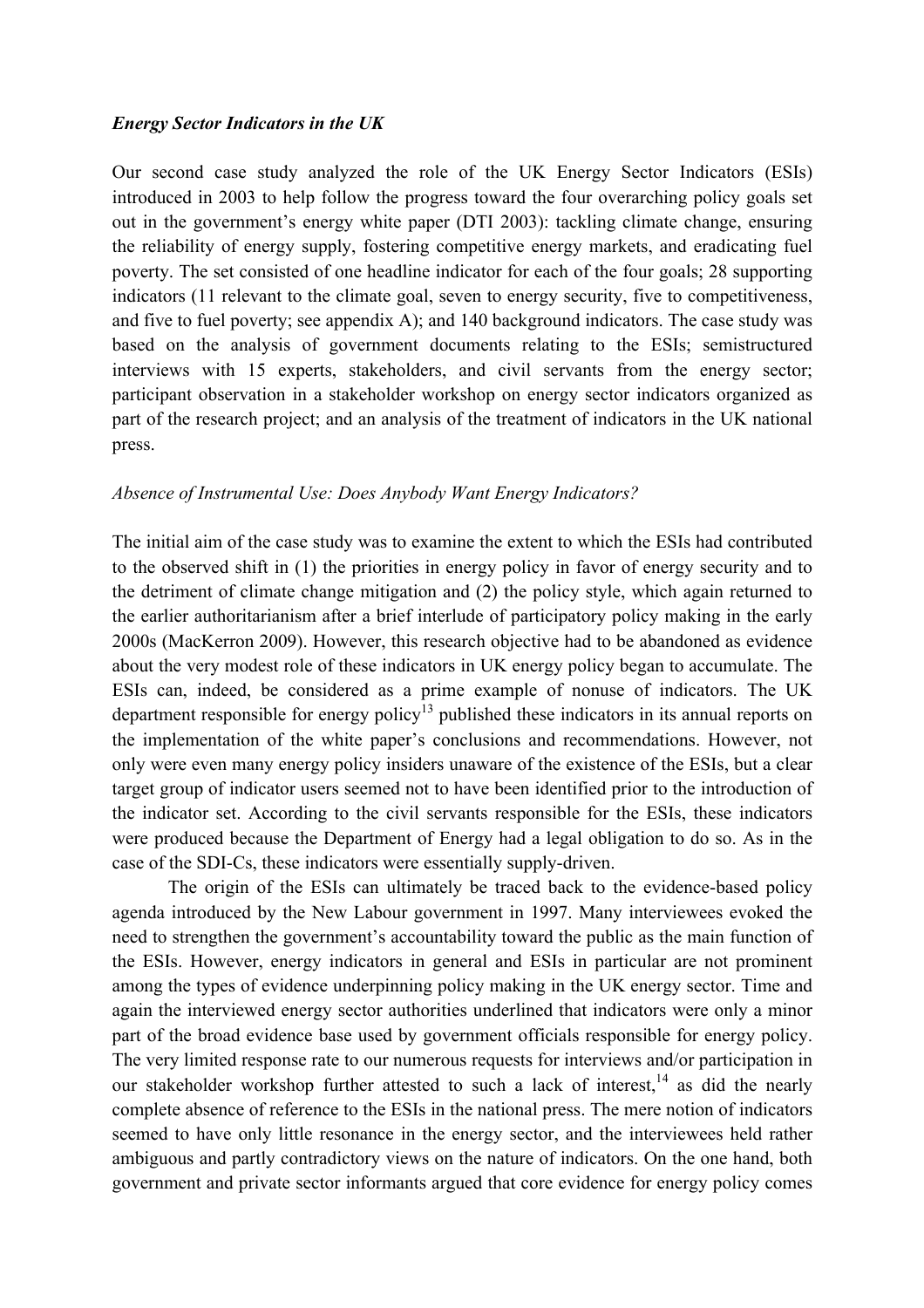*Energy Sector Indicators in the UK*

Our second case study analyzed the role of the UK Energy Sector Indicators (ESIs) introduced in 2003 to help follow the progress toward the four overarching policy goals set out in the government's energy white paper (DTI 2003): tackling climate change, ensuring the reliability of energy supply, fostering competitive energy markets, and eradicating fuel poverty. The set consisted of one headline indicator for each of the four goals; 28 supporting indicators (11 relevant to the climate goal, seven to energy security, five to competitiveness, and five to fuel poverty; see appendix A); and 140 background indicators. The case study was based on the analysis of government documents relating to the ESIs; semistructured interviews with 15 experts, stakeholders, and civil servants from the energy sector; participant observation in a stakeholder workshop on energy sector indicators organized as part of the research project; and an analysis of the treatment of indicators in the UK national press.

*Absence of Instrumental Use: Does Anybody Want Energy Indicators?*

The initial aim of the case study was to examine the extent to which the ESIs had contributed to the observed shift in (1) the priorities in energy policy in favor of energy security and to the detriment of climate change mitigation and (2) the policy style, which again returned to the earlier authoritarianism after a brief interlude of participatory policy making in the early 2000s (MacKerron 2009). However, this research objective had to be abandoned as evidence about the very modest role of these indicators in UK energy policy began to accumulate. The ESIs can, indeed, be considered as a prime example of nonuse of indicators. The UK department responsible for energy policy[13] published these indicators in its annual reports on the implementation of the white paper's conclusions and recommendations. However, not only were even many energy policy insiders unaware of the existence of the ESIs, but a clear target group of indicator users seemed not to have been identified prior to the introduction of the indicator set. According to the civil servants responsible for the ESIs, these indicators were produced because the Department of Energy had a legal obligation to do so. As in the case of the SDI-Cs, these indicators were essentially supply-driven.

The origin of the ESIs can ultimately be traced back to the evidence-based policy agenda introduced by the New Labour government in 1997. Many interviewees evoked the need to strengthen the government's accountability toward the public as the main function of the ESIs. However, energy indicators in general and ESIs in particular are not prominent among the types of evidence underpinning policy making in the UK energy sector. Time and again the interviewed energy sector authorities underlined that indicators were only a minor part of the broad evidence base used by government officials responsible for energy policy. The very limited response rate to our numerous requests for interviews and/or participation in our stakeholder workshop further attested to such a lack of interest,[14] as did the nearly complete absence of reference to the ESIs in the national press. The mere notion of indicators seemed to have only little resonance in the energy sector, and the interviewees held rather ambiguous and partly contradictory views on the nature of indicators. On the one hand, both government and private sector informants argued that core evidence for energy policy comes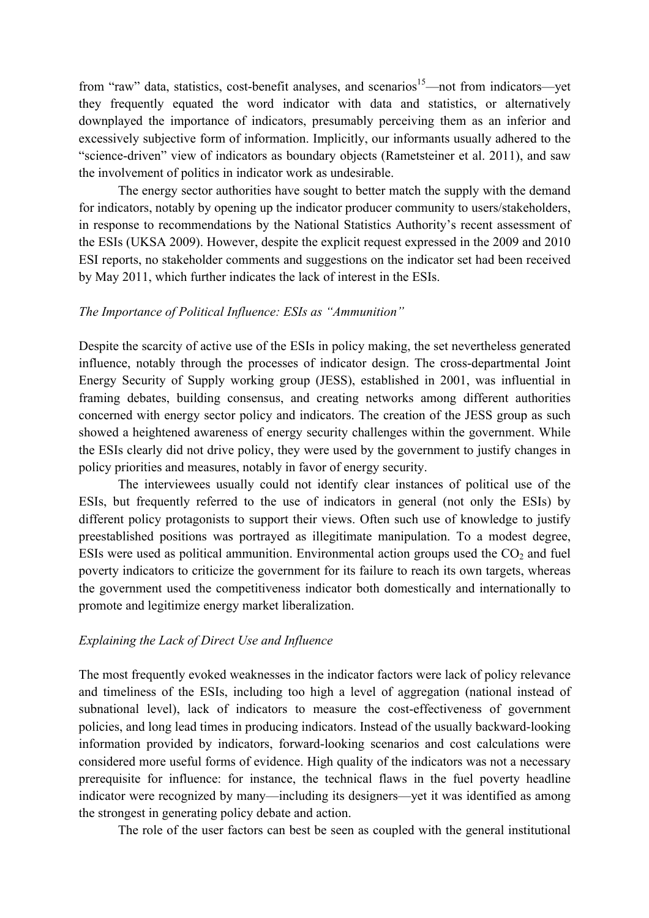from "raw" data, statistics, cost-benefit analyses, and scenarios[15]—not from indicators—yet they frequently equated the word indicator with data and statistics, or alternatively downplayed the importance of indicators, presumably perceiving them as an inferior and excessively subjective form of information. Implicitly, our informants usually adhered to the "science-driven" view of indicators as boundary objects (Rametsteiner et al. 2011), and saw the involvement of politics in indicator work as undesirable.

The energy sector authorities have sought to better match the supply with the demand for indicators, notably by opening up the indicator producer community to users/stakeholders, in response to recommendations by the National Statistics Authority's recent assessment of the ESIs (UKSA 2009). However, despite the explicit request expressed in the 2009 and 2010 ESI reports, no stakeholder comments and suggestions on the indicator set had been received by May 2011, which further indicates the lack of interest in the ESIs.

*The Importance of Political Influence: ESIs as "Ammunition"*

Despite the scarcity of active use of the ESIs in policy making, the set nevertheless generated influence, notably through the processes of indicator design. The cross-departmental Joint Energy Security of Supply working group (JESS), established in 2001, was influential in framing debates, building consensus, and creating networks among different authorities concerned with energy sector policy and indicators. The creation of the JESS group as such showed a heightened awareness of energy security challenges within the government. While the ESIs clearly did not drive policy, they were used by the government to justify changes in policy priorities and measures, notably in favor of energy security.

The interviewees usually could not identify clear instances of political use of the ESIs, but frequently referred to the use of indicators in general (not only the ESIs) by different policy protagonists to support their views. Often such use of knowledge to justify preestablished positions was portrayed as illegitimate manipulation. To a modest degree, ESIs were used as political ammunition. Environmental action groups used the $CO_2$ and fuel poverty indicators to criticize the government for its failure to reach its own targets, whereas the government used the competitiveness indicator both domestically and internationally to promote and legitimize energy market liberalization.

*Explaining the Lack of Direct Use and Influence*

The most frequently evoked weaknesses in the indicator factors were lack of policy relevance and timeliness of the ESIs, including too high a level of aggregation (national instead of subnational level), lack of indicators to measure the cost-effectiveness of government policies, and long lead times in producing indicators. Instead of the usually backward-looking information provided by indicators, forward-looking scenarios and cost calculations were considered more useful forms of evidence. High quality of the indicators was not a necessary prerequisite for influence: for instance, the technical flaws in the fuel poverty headline indicator were recognized by many—including its designers—yet it was identified as among the strongest in generating policy debate and action.

The role of the user factors can best be seen as coupled with the general institutional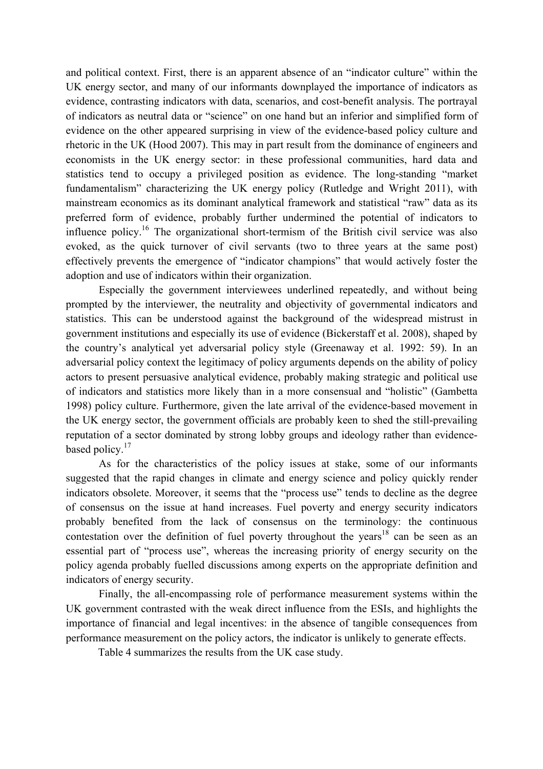and political context. First, there is an apparent absence of an "indicator culture" within the UK energy sector, and many of our informants downplayed the importance of indicators as evidence, contrasting indicators with data, scenarios, and cost-benefit analysis. The portrayal of indicators as neutral data or "science" on one hand but an inferior and simplified form of evidence on the other appeared surprising in view of the evidence-based policy culture and rhetoric in the UK (Hood 2007). This may in part result from the dominance of engineers and economists in the UK energy sector: in these professional communities, hard data and statistics tend to occupy a privileged position as evidence. The long-standing "market fundamentalism" characterizing the UK energy policy (Rutledge and Wright 2011), with mainstream economics as its dominant analytical framework and statistical "raw" data as its preferred form of evidence, probably further undermined the potential of indicators to influence policy.[16] The organizational short-termism of the British civil service was also evoked, as the quick turnover of civil servants (two to three years at the same post) effectively prevents the emergence of "indicator champions" that would actively foster the adoption and use of indicators within their organization.

Especially the government interviewees underlined repeatedly, and without being prompted by the interviewer, the neutrality and objectivity of governmental indicators and statistics. This can be understood against the background of the widespread mistrust in government institutions and especially its use of evidence (Bickerstaff et al. 2008), shaped by the country's analytical yet adversarial policy style (Greenaway et al. 1992: 59). In an adversarial policy context the legitimacy of policy arguments depends on the ability of policy actors to present persuasive analytical evidence, probably making strategic and political use of indicators and statistics more likely than in a more consensual and "holistic" (Gambetta 1998) policy culture. Furthermore, given the late arrival of the evidence-based movement in the UK energy sector, the government officials are probably keen to shed the still-prevailing reputation of a sector dominated by strong lobby groups and ideology rather than evidence-based policy.[17]

As for the characteristics of the policy issues at stake, some of our informants suggested that the rapid changes in climate and energy science and policy quickly render indicators obsolete. Moreover, it seems that the "process use" tends to decline as the degree of consensus on the issue at hand increases. Fuel poverty and energy security indicators probably benefited from the lack of consensus on the terminology: the continuous contestation over the definition of fuel poverty throughout the years[18] can be seen as an essential part of "process use", whereas the increasing priority of energy security on the policy agenda probably fuelled discussions among experts on the appropriate definition and indicators of energy security.

Finally, the all-encompassing role of performance measurement systems within the UK government contrasted with the weak direct influence from the ESIs, and highlights the importance of financial and legal incentives: in the absence of tangible consequences from performance measurement on the policy actors, the indicator is unlikely to generate effects.

Table 4 summarizes the results from the UK case study.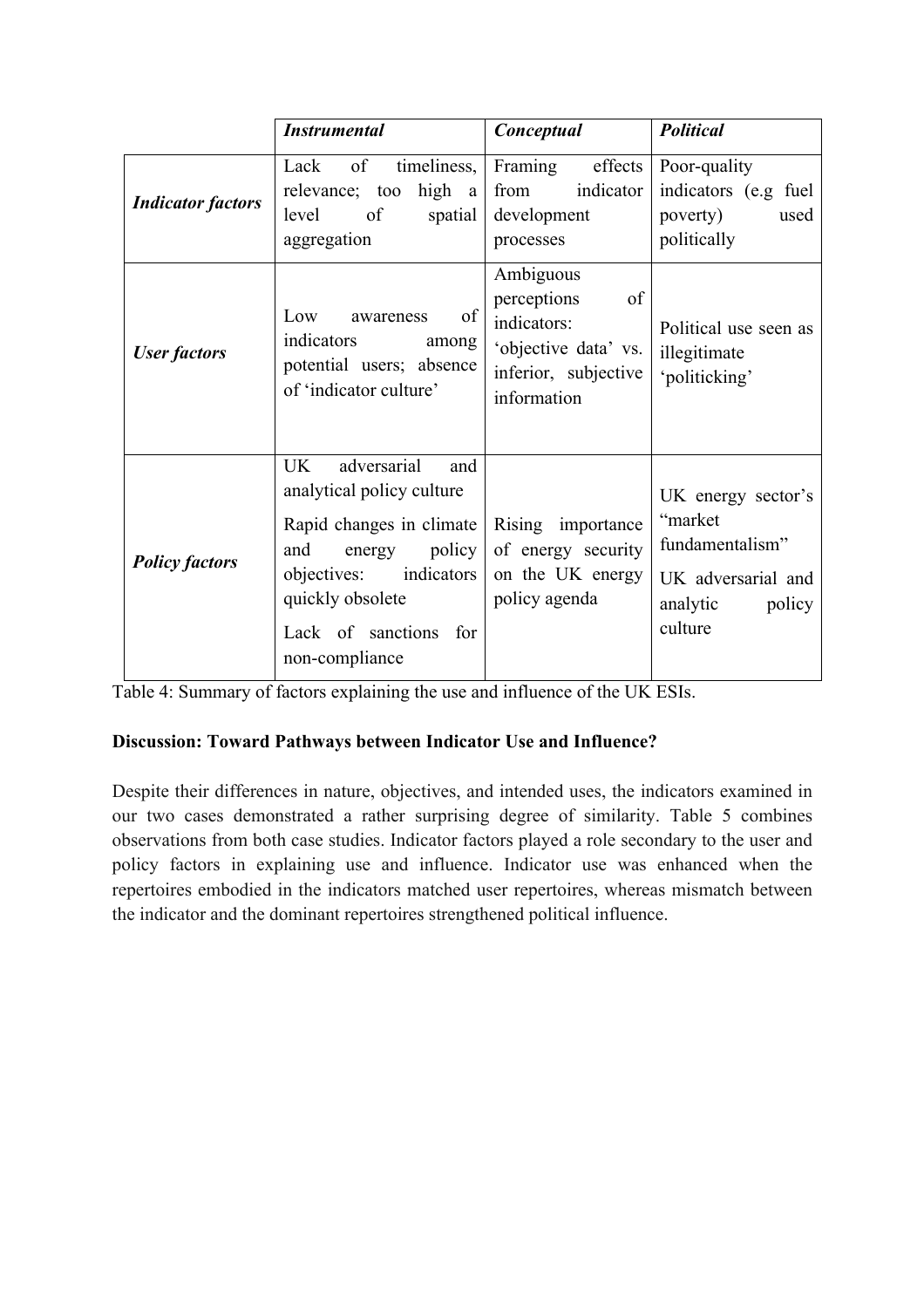| | *Instrumental* | *Conceptual* | *Political* |
|---|---|---|---|
| ***Indicator factors*** | Lack of timeliness, relevance; too high a level of spatial aggregation | Framing effects from indicator development processes | Poor-quality indicators (e.g fuel poverty) used politically |
| ***User factors*** | Low awareness of indicators among potential users; absence of 'indicator culture' | Ambiguous perceptions of indicators: 'objective data' vs. inferior, subjective information | Political use seen as illegitimate 'politicking' |
| ***Policy factors*** | UK adversarial and analytical policy culture<br>Rapid changes in climate and energy policy objectives: indicators quickly obsolete<br>Lack of sanctions for non-compliance | Rising importance of energy security on the UK energy policy agenda | UK energy sector's "market fundamentalism"<br>UK adversarial and analytic policy culture |

Table 4: Summary of factors explaining the use and influence of the UK ESIs.

**Discussion: Toward Pathways between Indicator Use and Influence?**

Despite their differences in nature, objectives, and intended uses, the indicators examined in our two cases demonstrated a rather surprising degree of similarity. Table 5 combines observations from both case studies. Indicator factors played a role secondary to the user and policy factors in explaining use and influence. Indicator use was enhanced when the repertoires embodied in the indicators matched user repertoires, whereas mismatch between the indicator and the dominant repertoires strengthened political influence.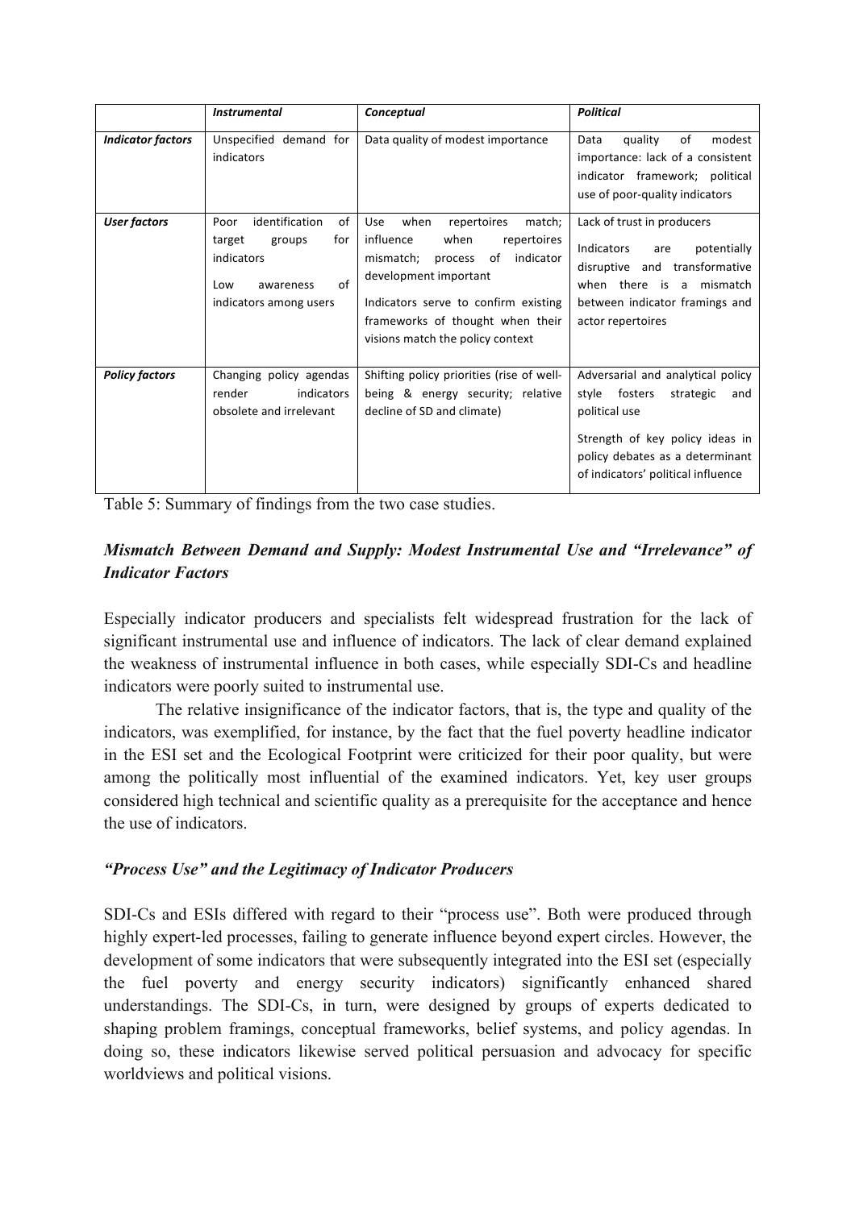| | *Instrumental* | *Conceptual* | *Political* |
|---|---|---|---|
| ***Indicator factors*** | Unspecified demand for indicators | Data quality of modest importance | Data quality of modest importance: lack of a consistent indicator framework; political use of poor-quality indicators |
| ***User factors*** | Poor identification of target groups for indicators<br><br>Low awareness of indicators among users | Use when repertoires match; influence when repertoires mismatch; process of indicator development important<br><br>Indicators serve to confirm existing frameworks of thought when their visions match the policy context | Lack of trust in producers<br><br>Indicators are potentially disruptive and transformative when there is a mismatch between indicator framings and actor repertoires |
| ***Policy factors*** | Changing policy agendas render indicators obsolete and irrelevant | Shifting policy priorities (rise of well-being & energy security; relative decline of SD and climate) | Adversarial and analytical policy style fosters strategic and political use<br><br>Strength of key policy ideas in policy debates as a determinant of indicators' political influence |

Table 5: Summary of findings from the two case studies.

### *Mismatch Between Demand and Supply: Modest Instrumental Use and "Irrelevance" of Indicator Factors*

Especially indicator producers and specialists felt widespread frustration for the lack of significant instrumental use and influence of indicators. The lack of clear demand explained the weakness of instrumental influence in both cases, while especially SDI-Cs and headline indicators were poorly suited to instrumental use.

The relative insignificance of the indicator factors, that is, the type and quality of the indicators, was exemplified, for instance, by the fact that the fuel poverty headline indicator in the ESI set and the Ecological Footprint were criticized for their poor quality, but were among the politically most influential of the examined indicators. Yet, key user groups considered high technical and scientific quality as a prerequisite for the acceptance and hence the use of indicators.

### *"Process Use" and the Legitimacy of Indicator Producers*

SDI-Cs and ESIs differed with regard to their "process use". Both were produced through highly expert-led processes, failing to generate influence beyond expert circles. However, the development of some indicators that were subsequently integrated into the ESI set (especially the fuel poverty and energy security indicators) significantly enhanced shared understandings. The SDI-Cs, in turn, were designed by groups of experts dedicated to shaping problem framings, conceptual frameworks, belief systems, and policy agendas. In doing so, these indicators likewise served political persuasion and advocacy for specific worldviews and political visions.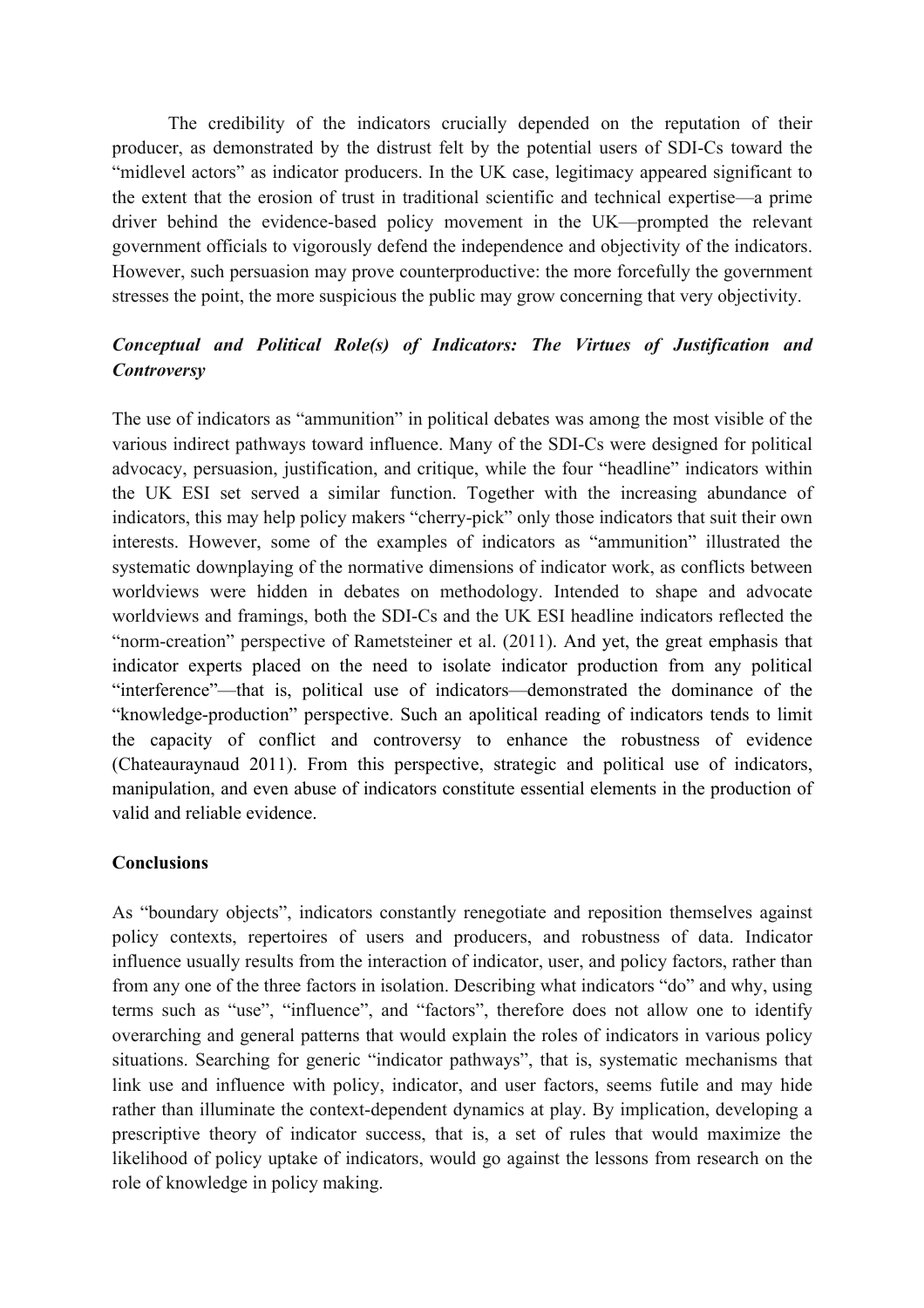The credibility of the indicators crucially depended on the reputation of their producer, as demonstrated by the distrust felt by the potential users of SDI-Cs toward the "midlevel actors" as indicator producers. In the UK case, legitimacy appeared significant to the extent that the erosion of trust in traditional scientific and technical expertise—a prime driver behind the evidence-based policy movement in the UK—prompted the relevant government officials to vigorously defend the independence and objectivity of the indicators. However, such persuasion may prove counterproductive: the more forcefully the government stresses the point, the more suspicious the public may grow concerning that very objectivity.

***Conceptual and Political Role(s) of Indicators: The Virtues of Justification and Controversy***

The use of indicators as "ammunition" in political debates was among the most visible of the various indirect pathways toward influence. Many of the SDI-Cs were designed for political advocacy, persuasion, justification, and critique, while the four "headline" indicators within the UK ESI set served a similar function. Together with the increasing abundance of indicators, this may help policy makers "cherry-pick" only those indicators that suit their own interests. However, some of the examples of indicators as "ammunition" illustrated the systematic downplaying of the normative dimensions of indicator work, as conflicts between worldviews were hidden in debates on methodology. Intended to shape and advocate worldviews and framings, both the SDI-Cs and the UK ESI headline indicators reflected the "norm-creation" perspective of Rametsteiner et al. (2011). And yet, the great emphasis that indicator experts placed on the need to isolate indicator production from any political "interference"—that is, political use of indicators—demonstrated the dominance of the "knowledge-production" perspective. Such an apolitical reading of indicators tends to limit the capacity of conflict and controversy to enhance the robustness of evidence (Chateauraynaud 2011). From this perspective, strategic and political use of indicators, manipulation, and even abuse of indicators constitute essential elements in the production of valid and reliable evidence.

**Conclusions**

As "boundary objects", indicators constantly renegotiate and reposition themselves against policy contexts, repertoires of users and producers, and robustness of data. Indicator influence usually results from the interaction of indicator, user, and policy factors, rather than from any one of the three factors in isolation. Describing what indicators "do" and why, using terms such as "use", "influence", and "factors", therefore does not allow one to identify overarching and general patterns that would explain the roles of indicators in various policy situations. Searching for generic "indicator pathways", that is, systematic mechanisms that link use and influence with policy, indicator, and user factors, seems futile and may hide rather than illuminate the context-dependent dynamics at play. By implication, developing a prescriptive theory of indicator success, that is, a set of rules that would maximize the likelihood of policy uptake of indicators, would go against the lessons from research on the role of knowledge in policy making.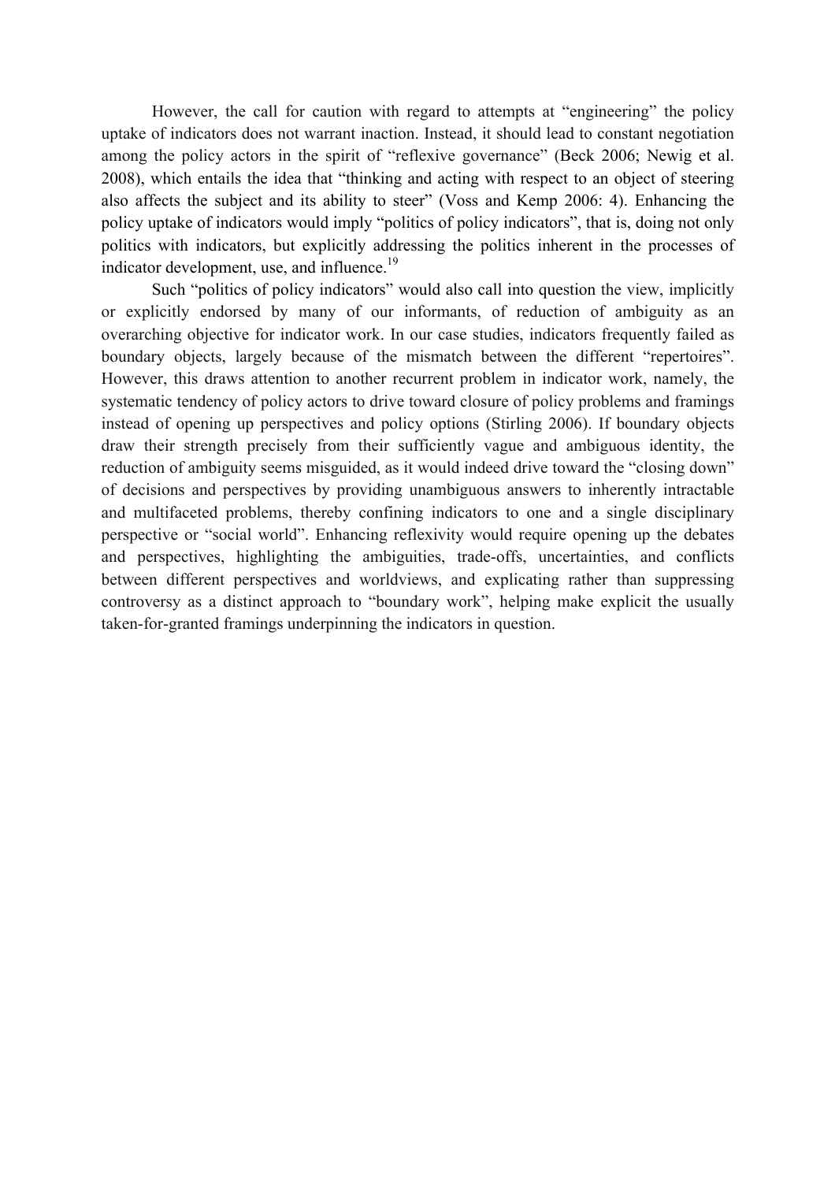However, the call for caution with regard to attempts at "engineering" the policy uptake of indicators does not warrant inaction. Instead, it should lead to constant negotiation among the policy actors in the spirit of "reflexive governance" (Beck 2006; Newig et al. 2008), which entails the idea that "thinking and acting with respect to an object of steering also affects the subject and its ability to steer" (Voss and Kemp 2006: 4). Enhancing the policy uptake of indicators would imply "politics of policy indicators", that is, doing not only politics with indicators, but explicitly addressing the politics inherent in the processes of indicator development, use, and influence.[19]

Such "politics of policy indicators" would also call into question the view, implicitly or explicitly endorsed by many of our informants, of reduction of ambiguity as an overarching objective for indicator work. In our case studies, indicators frequently failed as boundary objects, largely because of the mismatch between the different "repertoires". However, this draws attention to another recurrent problem in indicator work, namely, the systematic tendency of policy actors to drive toward closure of policy problems and framings instead of opening up perspectives and policy options (Stirling 2006). If boundary objects draw their strength precisely from their sufficiently vague and ambiguous identity, the reduction of ambiguity seems misguided, as it would indeed drive toward the "closing down" of decisions and perspectives by providing unambiguous answers to inherently intractable and multifaceted problems, thereby confining indicators to one and a single disciplinary perspective or "social world". Enhancing reflexivity would require opening up the debates and perspectives, highlighting the ambiguities, trade-offs, uncertainties, and conflicts between different perspectives and worldviews, and explicating rather than suppressing controversy as a distinct approach to "boundary work", helping make explicit the usually taken-for-granted framings underpinning the indicators in question.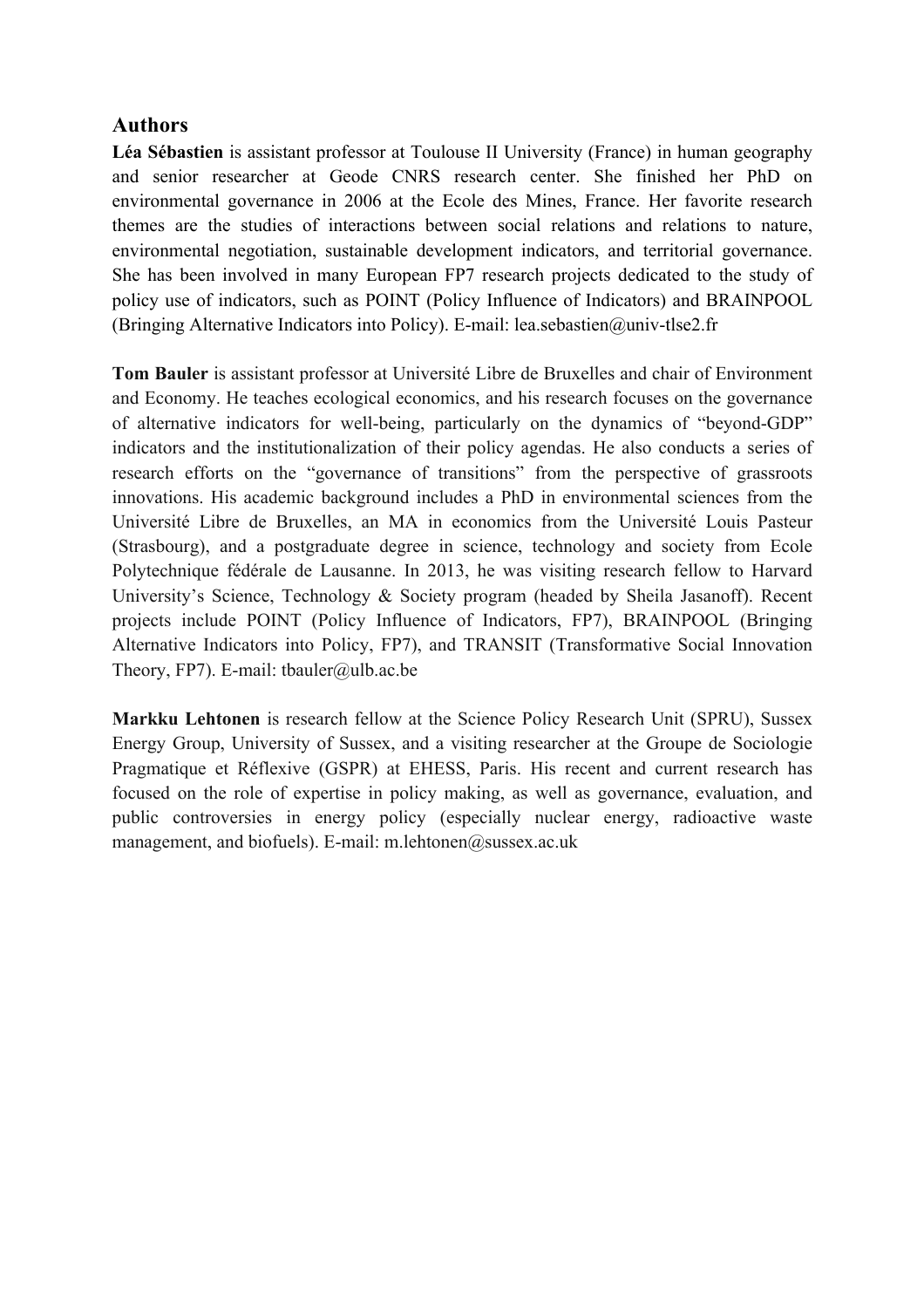## Authors

**Léa Sébastien** is assistant professor at Toulouse II University (France) in human geography and senior researcher at Geode CNRS research center. She finished her PhD on environmental governance in 2006 at the Ecole des Mines, France. Her favorite research themes are the studies of interactions between social relations and relations to nature, environmental negotiation, sustainable development indicators, and territorial governance. She has been involved in many European FP7 research projects dedicated to the study of policy use of indicators, such as POINT (Policy Influence of Indicators) and BRAINPOOL (Bringing Alternative Indicators into Policy). E-mail: lea.sebastien@univ-tlse2.fr

**Tom Bauler** is assistant professor at Université Libre de Bruxelles and chair of Environment and Economy. He teaches ecological economics, and his research focuses on the governance of alternative indicators for well-being, particularly on the dynamics of "beyond-GDP" indicators and the institutionalization of their policy agendas. He also conducts a series of research efforts on the "governance of transitions" from the perspective of grassroots innovations. His academic background includes a PhD in environmental sciences from the Université Libre de Bruxelles, an MA in economics from the Université Louis Pasteur (Strasbourg), and a postgraduate degree in science, technology and society from Ecole Polytechnique fédérale de Lausanne. In 2013, he was visiting research fellow to Harvard University's Science, Technology & Society program (headed by Sheila Jasanoff). Recent projects include POINT (Policy Influence of Indicators, FP7), BRAINPOOL (Bringing Alternative Indicators into Policy, FP7), and TRANSIT (Transformative Social Innovation Theory, FP7). E-mail: tbauler@ulb.ac.be

**Markku Lehtonen** is research fellow at the Science Policy Research Unit (SPRU), Sussex Energy Group, University of Sussex, and a visiting researcher at the Groupe de Sociologie Pragmatique et Réflexive (GSPR) at EHESS, Paris. His recent and current research has focused on the role of expertise in policy making, as well as governance, evaluation, and public controversies in energy policy (especially nuclear energy, radioactive waste management, and biofuels). E-mail: m.lehtonen@sussex.ac.uk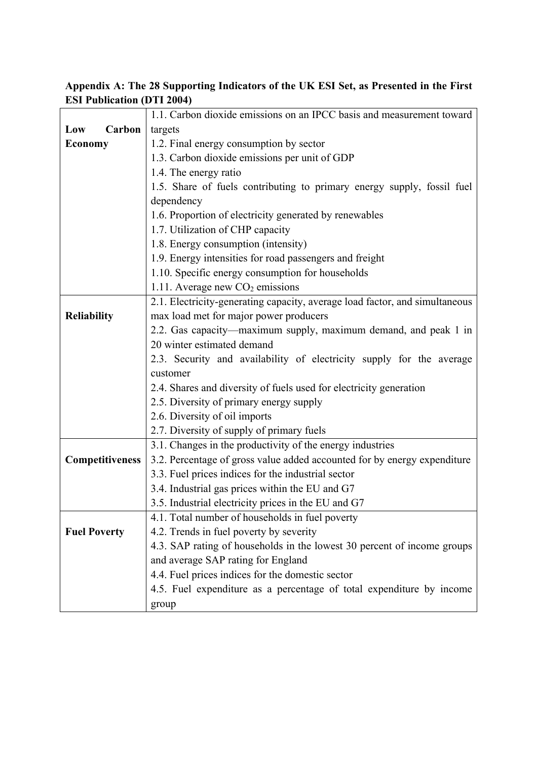**Appendix A: The 28 Supporting Indicators of the UK ESI Set, as Presented in the First ESI Publication (DTI 2004)**

| | |
|---|---|
| **Low Carbon Economy** | 1.1. Carbon dioxide emissions on an IPCC basis and measurement toward targets<br>1.2. Final energy consumption by sector<br>1.3. Carbon dioxide emissions per unit of GDP<br>1.4. The energy ratio<br>1.5. Share of fuels contributing to primary energy supply, fossil fuel dependency<br>1.6. Proportion of electricity generated by renewables<br>1.7. Utilization of CHP capacity<br>1.8. Energy consumption (intensity)<br>1.9. Energy intensities for road passengers and freight<br>1.10. Specific energy consumption for households<br>1.11. Average new $CO_2$ emissions |
| **Reliability** | 2.1. Electricity-generating capacity, average load factor, and simultaneous max load met for major power producers<br>2.2. Gas capacity—maximum supply, maximum demand, and peak 1 in 20 winter estimated demand<br>2.3. Security and availability of electricity supply for the average customer<br>2.4. Shares and diversity of fuels used for electricity generation<br>2.5. Diversity of primary energy supply<br>2.6. Diversity of oil imports<br>2.7. Diversity of supply of primary fuels |
| **Competitiveness** | 3.1. Changes in the productivity of the energy industries<br>3.2. Percentage of gross value added accounted for by energy expenditure<br>3.3. Fuel prices indices for the industrial sector<br>3.4. Industrial gas prices within the EU and G7<br>3.5. Industrial electricity prices in the EU and G7 |
| **Fuel Poverty** | 4.1. Total number of households in fuel poverty<br>4.2. Trends in fuel poverty by severity<br>4.3. SAP rating of households in the lowest 30 percent of income groups and average SAP rating for England<br>4.4. Fuel prices indices for the domestic sector<br>4.5. Fuel expenditure as a percentage of total expenditure by income group |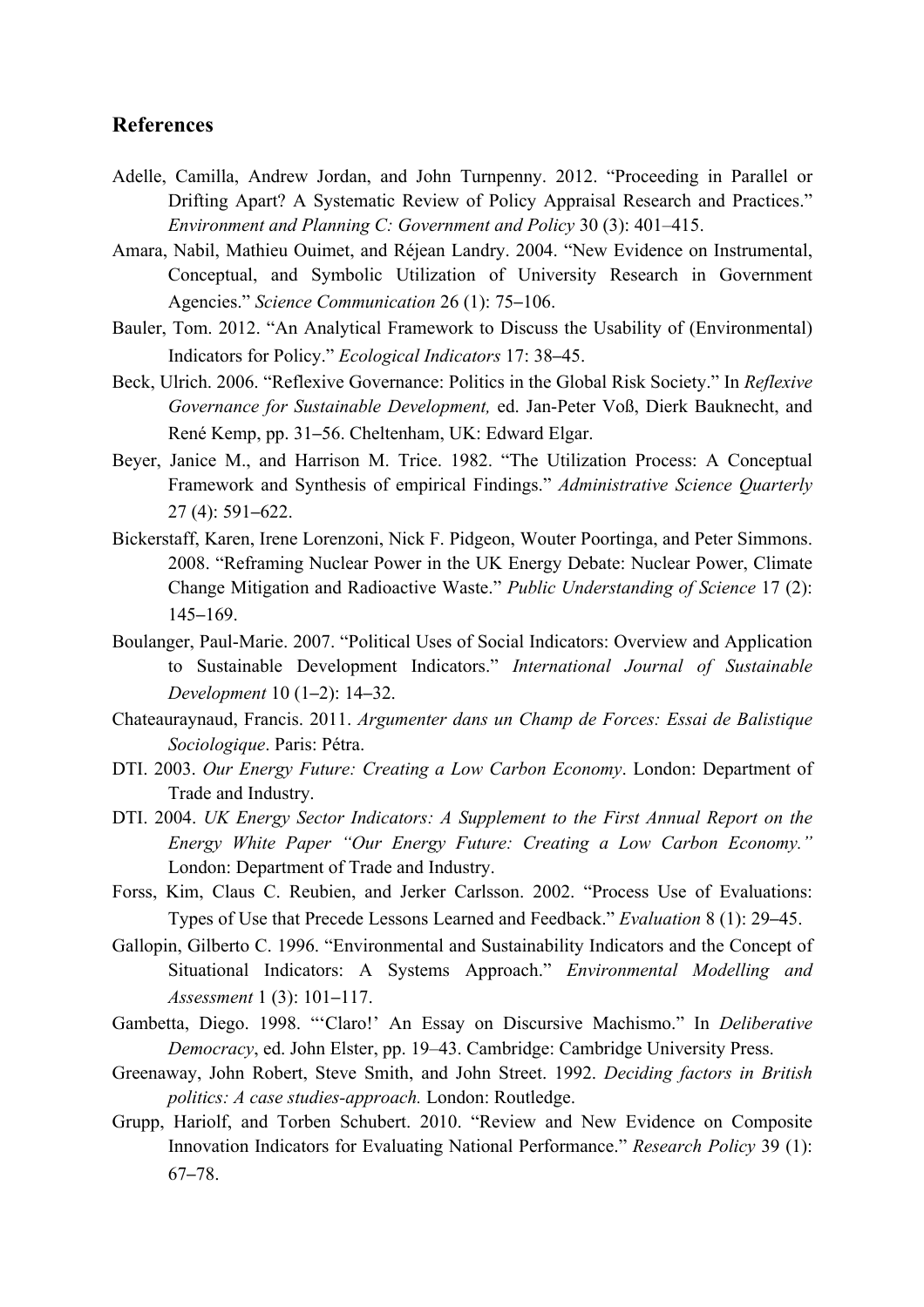## References

Adelle, Camilla, Andrew Jordan, and John Turnpenny. 2012. "Proceeding in Parallel or Drifting Apart? A Systematic Review of Policy Appraisal Research and Practices." *Environment and Planning C: Government and Policy* 30 (3): 401–415.

Amara, Nabil, Mathieu Ouimet, and Réjean Landry. 2004. "New Evidence on Instrumental, Conceptual, and Symbolic Utilization of University Research in Government Agencies." *Science Communication* 26 (1): 75–106.

Bauler, Tom. 2012. "An Analytical Framework to Discuss the Usability of (Environmental) Indicators for Policy." *Ecological Indicators* 17: 38–45.

Beck, Ulrich. 2006. "Reflexive Governance: Politics in the Global Risk Society." In *Reflexive Governance for Sustainable Development,* ed. Jan-Peter Voß, Dierk Bauknecht, and René Kemp, pp. 31–56. Cheltenham, UK: Edward Elgar.

Beyer, Janice M., and Harrison M. Trice. 1982. "The Utilization Process: A Conceptual Framework and Synthesis of empirical Findings." *Administrative Science Quarterly* 27 (4): 591–622.

Bickerstaff, Karen, Irene Lorenzoni, Nick F. Pidgeon, Wouter Poortinga, and Peter Simmons. 2008. "Reframing Nuclear Power in the UK Energy Debate: Nuclear Power, Climate Change Mitigation and Radioactive Waste." *Public Understanding of Science* 17 (2): 145–169.

Boulanger, Paul-Marie. 2007. "Political Uses of Social Indicators: Overview and Application to Sustainable Development Indicators." *International Journal of Sustainable Development* 10 (1–2): 14–32.

Chateauraynaud, Francis. 2011. *Argumenter dans un Champ de Forces: Essai de Balistique Sociologique*. Paris: Pétra.

DTI. 2003. *Our Energy Future: Creating a Low Carbon Economy*. London: Department of Trade and Industry.

DTI. 2004. *UK Energy Sector Indicators: A Supplement to the First Annual Report on the Energy White Paper "Our Energy Future: Creating a Low Carbon Economy."* London: Department of Trade and Industry.

Forss, Kim, Claus C. Reubien, and Jerker Carlsson. 2002. "Process Use of Evaluations: Types of Use that Precede Lessons Learned and Feedback." *Evaluation* 8 (1): 29–45.

Gallopin, Gilberto C. 1996. "Environmental and Sustainability Indicators and the Concept of Situational Indicators: A Systems Approach." *Environmental Modelling and Assessment* 1 (3): 101–117.

Gambetta, Diego. 1998. "'Claro!' An Essay on Discursive Machismo." In *Deliberative Democracy*, ed. John Elster, pp. 19–43. Cambridge: Cambridge University Press.

Greenaway, John Robert, Steve Smith, and John Street. 1992. *Deciding factors in British politics: A case studies-approach.* London: Routledge.

Grupp, Hariolf, and Torben Schubert. 2010. "Review and New Evidence on Composite Innovation Indicators for Evaluating National Performance." *Research Policy* 39 (1): 67–78.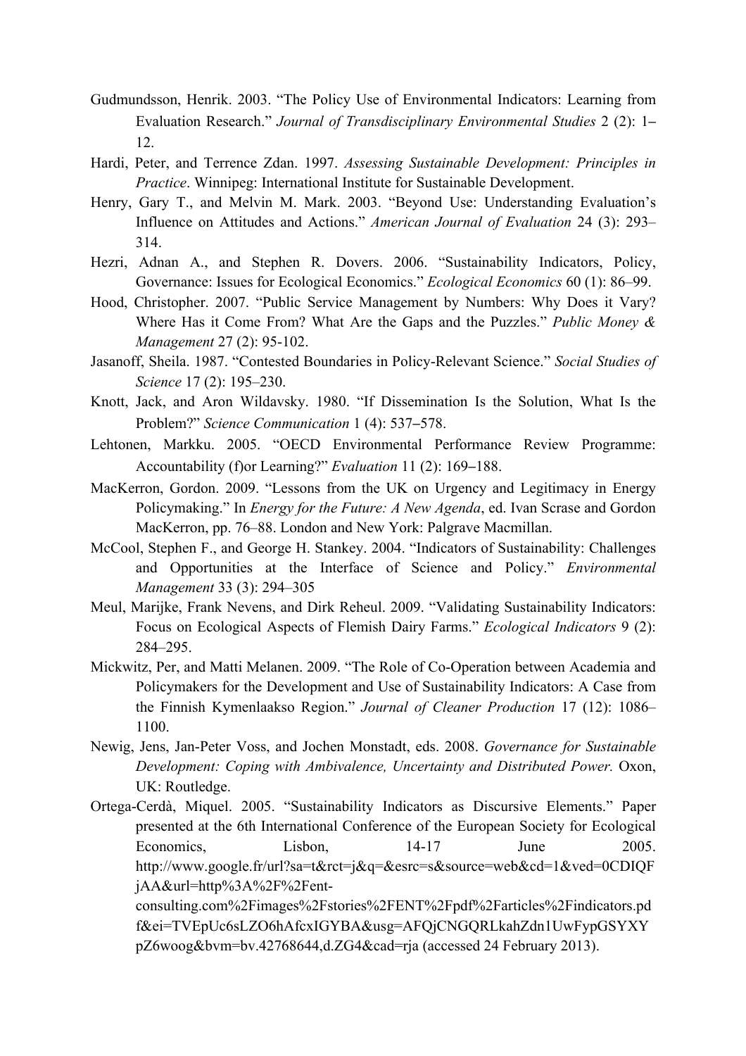Gudmundsson, Henrik. 2003. “The Policy Use of Environmental Indicators: Learning from Evaluation Research.” *Journal of Transdisciplinary Environmental Studies* 2 (2): 1–12.

Hardi, Peter, and Terrence Zdan. 1997. *Assessing Sustainable Development: Principles in Practice*. Winnipeg: International Institute for Sustainable Development.

Henry, Gary T., and Melvin M. Mark. 2003. “Beyond Use: Understanding Evaluation’s Influence on Attitudes and Actions.” *American Journal of Evaluation* 24 (3): 293–314.

Hezri, Adnan A., and Stephen R. Dovers. 2006. “Sustainability Indicators, Policy, Governance: Issues for Ecological Economics.” *Ecological Economics* 60 (1): 86–99.

Hood, Christopher. 2007. “Public Service Management by Numbers: Why Does it Vary? Where Has it Come From? What Are the Gaps and the Puzzles.” *Public Money & Management* 27 (2): 95-102.

Jasanoff, Sheila. 1987. “Contested Boundaries in Policy-Relevant Science.” *Social Studies of Science* 17 (2): 195–230.

Knott, Jack, and Aron Wildavsky. 1980. “If Dissemination Is the Solution, What Is the Problem?” *Science Communication* 1 (4): 537–578.

Lehtonen, Markku. 2005. “OECD Environmental Performance Review Programme: Accountability (f)or Learning?” *Evaluation* 11 (2): 169–188.

MacKerron, Gordon. 2009. “Lessons from the UK on Urgency and Legitimacy in Energy Policymaking.” In *Energy for the Future: A New Agenda*, ed. Ivan Scrase and Gordon MacKerron, pp. 76–88. London and New York: Palgrave Macmillan.

McCool, Stephen F., and George H. Stankey. 2004. “Indicators of Sustainability: Challenges and Opportunities at the Interface of Science and Policy.” *Environmental Management* 33 (3): 294–305

Meul, Marijke, Frank Nevens, and Dirk Reheul. 2009. “Validating Sustainability Indicators: Focus on Ecological Aspects of Flemish Dairy Farms.” *Ecological Indicators* 9 (2): 284–295.

Mickwitz, Per, and Matti Melanen. 2009. “The Role of Co-Operation between Academia and Policymakers for the Development and Use of Sustainability Indicators: A Case from the Finnish Kymenlaakso Region.” *Journal of Cleaner Production* 17 (12): 1086–1100.

Newig, Jens, Jan-Peter Voss, and Jochen Monstadt, eds. 2008. *Governance for Sustainable Development: Coping with Ambivalence, Uncertainty and Distributed Power.* Oxon, UK: Routledge.

Ortega-Cerdà, Miquel. 2005. “Sustainability Indicators as Discursive Elements.” Paper presented at the 6th International Conference of the European Society for Ecological Economics, Lisbon, 14-17 June 2005. http://www.google.fr/url?sa=t&rct=j&q=&esrc=s&source=web&cd=1&ved=0CDIQFjAA&url=http%3A%2F%2Fent-consulting.com%2Fimages%2Fstories%2FENT%2Fpdf%2Farticles%2Findicators.pdf&ei=TVEpUc6sLZO6hAfcxIGYBA&usg=AFQjCNGQRLkahZdn1UwFypGSYXYpZ6woog&bvm=bv.42768644,d.ZG4&cad=rja (accessed 24 February 2013).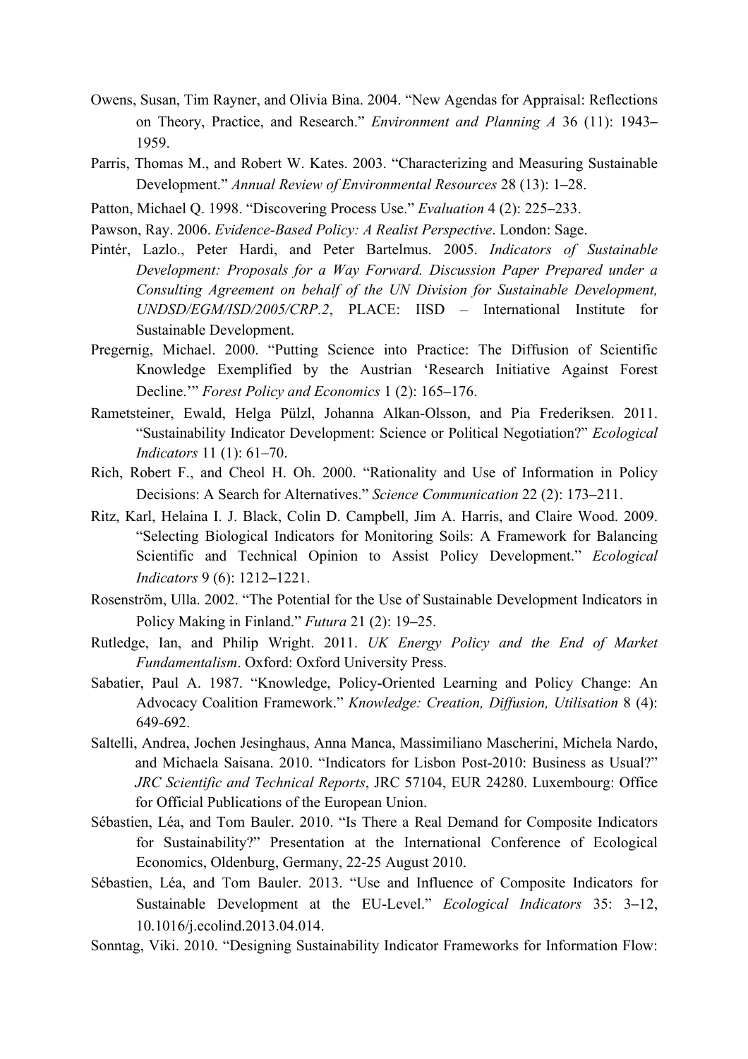Owens, Susan, Tim Rayner, and Olivia Bina. 2004. "New Agendas for Appraisal: Reflections on Theory, Practice, and Research." *Environment and Planning A* 36 (11): 1943‒1959.

Parris, Thomas M., and Robert W. Kates. 2003. "Characterizing and Measuring Sustainable Development." *Annual Review of Environmental Resources* 28 (13): 1‒28.

Patton, Michael Q. 1998. "Discovering Process Use." *Evaluation* 4 (2): 225‒233.

Pawson, Ray. 2006. *Evidence-Based Policy: A Realist Perspective*. London: Sage.

Pintér, Lazlo., Peter Hardi, and Peter Bartelmus. 2005. *Indicators of Sustainable Development: Proposals for a Way Forward. Discussion Paper Prepared under a Consulting Agreement on behalf of the UN Division for Sustainable Development, UNDSD/EGM/ISD/2005/CRP.2*, PLACE: IISD – International Institute for Sustainable Development.

Pregernig, Michael. 2000. "Putting Science into Practice: The Diffusion of Scientific Knowledge Exemplified by the Austrian 'Research Initiative Against Forest Decline.'" *Forest Policy and Economics* 1 (2): 165‒176.

Rametsteiner, Ewald, Helga Pülzl, Johanna Alkan-Olsson, and Pia Frederiksen. 2011. "Sustainability Indicator Development: Science or Political Negotiation?" *Ecological Indicators* 11 (1): 61–70.

Rich, Robert F., and Cheol H. Oh. 2000. "Rationality and Use of Information in Policy Decisions: A Search for Alternatives." *Science Communication* 22 (2): 173‒211.

Ritz, Karl, Helaina I. J. Black, Colin D. Campbell, Jim A. Harris, and Claire Wood. 2009. "Selecting Biological Indicators for Monitoring Soils: A Framework for Balancing Scientific and Technical Opinion to Assist Policy Development." *Ecological Indicators* 9 (6): 1212‒1221.

Rosenström, Ulla. 2002. "The Potential for the Use of Sustainable Development Indicators in Policy Making in Finland." *Futura* 21 (2): 19‒25.

Rutledge, Ian, and Philip Wright. 2011. *UK Energy Policy and the End of Market Fundamentalism*. Oxford: Oxford University Press.

Sabatier, Paul A. 1987. "Knowledge, Policy-Oriented Learning and Policy Change: An Advocacy Coalition Framework." *Knowledge: Creation, Diffusion, Utilisation* 8 (4): 649-692.

Saltelli, Andrea, Jochen Jesinghaus, Anna Manca, Massimiliano Mascherini, Michela Nardo, and Michaela Saisana. 2010. "Indicators for Lisbon Post-2010: Business as Usual?" *JRC Scientific and Technical Reports*, JRC 57104, EUR 24280. Luxembourg: Office for Official Publications of the European Union.

Sébastien, Léa, and Tom Bauler. 2010. "Is There a Real Demand for Composite Indicators for Sustainability?" Presentation at the International Conference of Ecological Economics, Oldenburg, Germany, 22-25 August 2010.

Sébastien, Léa, and Tom Bauler. 2013. "Use and Influence of Composite Indicators for Sustainable Development at the EU-Level." *Ecological Indicators* 35: 3‒12, 10.1016/j.ecolind.2013.04.014.

Sonntag, Viki. 2010. "Designing Sustainability Indicator Frameworks for Information Flow: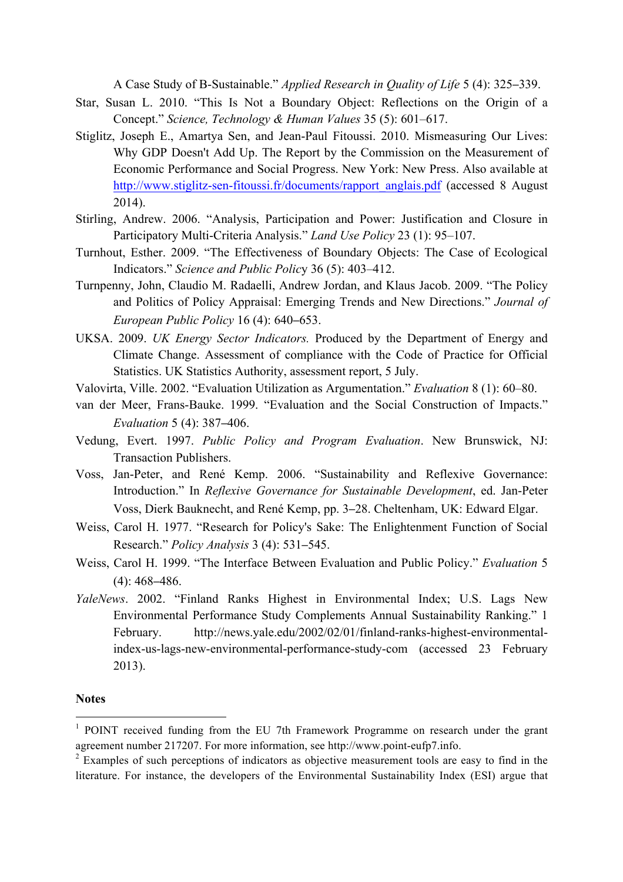A Case Study of B-Sustainable." *Applied Research in Quality of Life* 5 (4): 325–339.

Star, Susan L. 2010. "This Is Not a Boundary Object: Reflections on the Origin of a Concept." *Science, Technology & Human Values* 35 (5): 601–617.

Stiglitz, Joseph E., Amartya Sen, and Jean-Paul Fitoussi. 2010. Mismeasuring Our Lives: Why GDP Doesn't Add Up. The Report by the Commission on the Measurement of Economic Performance and Social Progress. New York: New Press. Also available at http://www.stiglitz-sen-fitoussi.fr/documents/rapport_anglais.pdf (accessed 8 August 2014).

Stirling, Andrew. 2006. "Analysis, Participation and Power: Justification and Closure in Participatory Multi-Criteria Analysis." *Land Use Policy* 23 (1): 95–107.

Turnhout, Esther. 2009. "The Effectiveness of Boundary Objects: The Case of Ecological Indicators." *Science and Public Policy* 36 (5): 403–412.

Turnpenny, John, Claudio M. Radaelli, Andrew Jordan, and Klaus Jacob. 2009. "The Policy and Politics of Policy Appraisal: Emerging Trends and New Directions." *Journal of European Public Policy* 16 (4): 640–653.

UKSA. 2009. *UK Energy Sector Indicators.* Produced by the Department of Energy and Climate Change. Assessment of compliance with the Code of Practice for Official Statistics. UK Statistics Authority, assessment report, 5 July.

Valovirta, Ville. 2002. "Evaluation Utilization as Argumentation." *Evaluation* 8 (1): 60–80.

van der Meer, Frans-Bauke. 1999. "Evaluation and the Social Construction of Impacts." *Evaluation* 5 (4): 387–406.

Vedung, Evert. 1997. *Public Policy and Program Evaluation*. New Brunswick, NJ: Transaction Publishers.

Voss, Jan-Peter, and René Kemp. 2006. "Sustainability and Reflexive Governance: Introduction." In *Reflexive Governance for Sustainable Development*, ed. Jan-Peter Voss, Dierk Bauknecht, and René Kemp, pp. 3–28. Cheltenham, UK: Edward Elgar.

Weiss, Carol H. 1977. "Research for Policy's Sake: The Enlightenment Function of Social Research." *Policy Analysis* 3 (4): 531–545.

Weiss, Carol H. 1999. "The Interface Between Evaluation and Public Policy." *Evaluation* 5 (4): 468–486.

*YaleNews*. 2002. "Finland Ranks Highest in Environmental Index; U.S. Lags New Environmental Performance Study Complements Annual Sustainability Ranking." 1 February. http://news.yale.edu/2002/02/01/finland-ranks-highest-environmental-index-us-lags-new-environmental-performance-study-com (accessed 23 February 2013).

**Notes**

[1] POINT received funding from the EU 7th Framework Programme on research under the grant agreement number 217207. For more information, see http://www.point-eufp7.info.

[2] Examples of such perceptions of indicators as objective measurement tools are easy to find in the literature. For instance, the developers of the Environmental Sustainability Index (ESI) argue that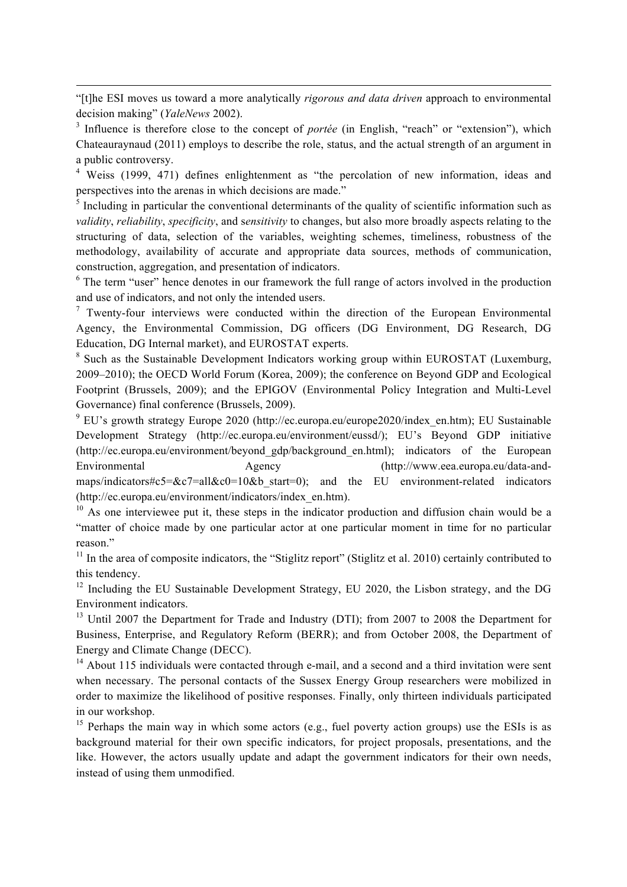"[t]he ESI moves us toward a more analytically *rigorous and data driven* approach to environmental decision making" (*YaleNews* 2002).

[3] Influence is therefore close to the concept of *portée* (in English, "reach" or "extension"), which Chateauraynaud (2011) employs to describe the role, status, and the actual strength of an argument in a public controversy.

[4] Weiss (1999, 471) defines enlightenment as "the percolation of new information, ideas and perspectives into the arenas in which decisions are made."

[5] Including in particular the conventional determinants of the quality of scientific information such as *validity*, *reliability*, *specificity*, and s*ensitivity* to changes, but also more broadly aspects relating to the structuring of data, selection of the variables, weighting schemes, timeliness, robustness of the methodology, availability of accurate and appropriate data sources, methods of communication, construction, aggregation, and presentation of indicators.

[6] The term "user" hence denotes in our framework the full range of actors involved in the production and use of indicators, and not only the intended users.

[7] Twenty-four interviews were conducted within the direction of the European Environmental Agency, the Environmental Commission, DG officers (DG Environment, DG Research, DG Education, DG Internal market), and EUROSTAT experts.

[8] Such as the Sustainable Development Indicators working group within EUROSTAT (Luxemburg, 2009–2010); the OECD World Forum (Korea, 2009); the conference on Beyond GDP and Ecological Footprint (Brussels, 2009); and the EPIGOV (Environmental Policy Integration and Multi-Level Governance) final conference (Brussels, 2009).

[9] EU's growth strategy Europe 2020 (http://ec.europa.eu/europe2020/index_en.htm); EU Sustainable Development Strategy (http://ec.europa.eu/environment/eussd/); EU's Beyond GDP initiative (http://ec.europa.eu/environment/beyond_gdp/background_en.html); indicators of the European Environmental Agency (http://www.eea.europa.eu/data-and-maps/indicators#c5=&c7=all&c0=10&b_start=0); and the EU environment-related indicators (http://ec.europa.eu/environment/indicators/index_en.htm).

[10] As one interviewee put it, these steps in the indicator production and diffusion chain would be a "matter of choice made by one particular actor at one particular moment in time for no particular reason."

[11] In the area of composite indicators, the "Stiglitz report" (Stiglitz et al. 2010) certainly contributed to this tendency.

[12] Including the EU Sustainable Development Strategy, EU 2020, the Lisbon strategy, and the DG Environment indicators.

[13] Until 2007 the Department for Trade and Industry (DTI); from 2007 to 2008 the Department for Business, Enterprise, and Regulatory Reform (BERR); and from October 2008, the Department of Energy and Climate Change (DECC).

[14] About 115 individuals were contacted through e-mail, and a second and a third invitation were sent when necessary. The personal contacts of the Sussex Energy Group researchers were mobilized in order to maximize the likelihood of positive responses. Finally, only thirteen individuals participated in our workshop.

[15] Perhaps the main way in which some actors (e.g., fuel poverty action groups) use the ESIs is as background material for their own specific indicators, for project proposals, presentations, and the like. However, the actors usually update and adapt the government indicators for their own needs, instead of using them unmodified.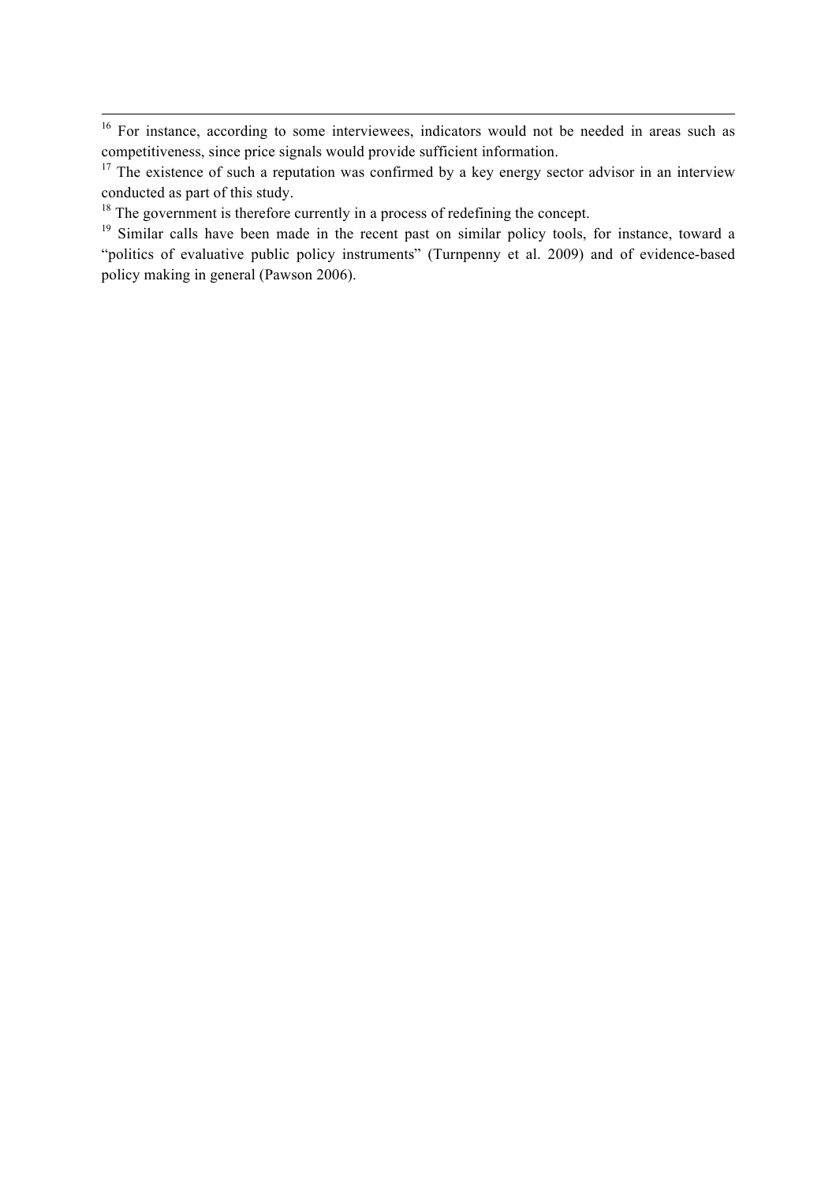[16] For instance, according to some interviewees, indicators would not be needed in areas such as competitiveness, since price signals would provide sufficient information.

[17] The existence of such a reputation was confirmed by a key energy sector advisor in an interview conducted as part of this study.

[18] The government is therefore currently in a process of redefining the concept.

[19] Similar calls have been made in the recent past on similar policy tools, for instance, toward a "politics of evaluative public policy instruments" (Turnpenny et al. 2009) and of evidence-based policy making in general (Pawson 2006).